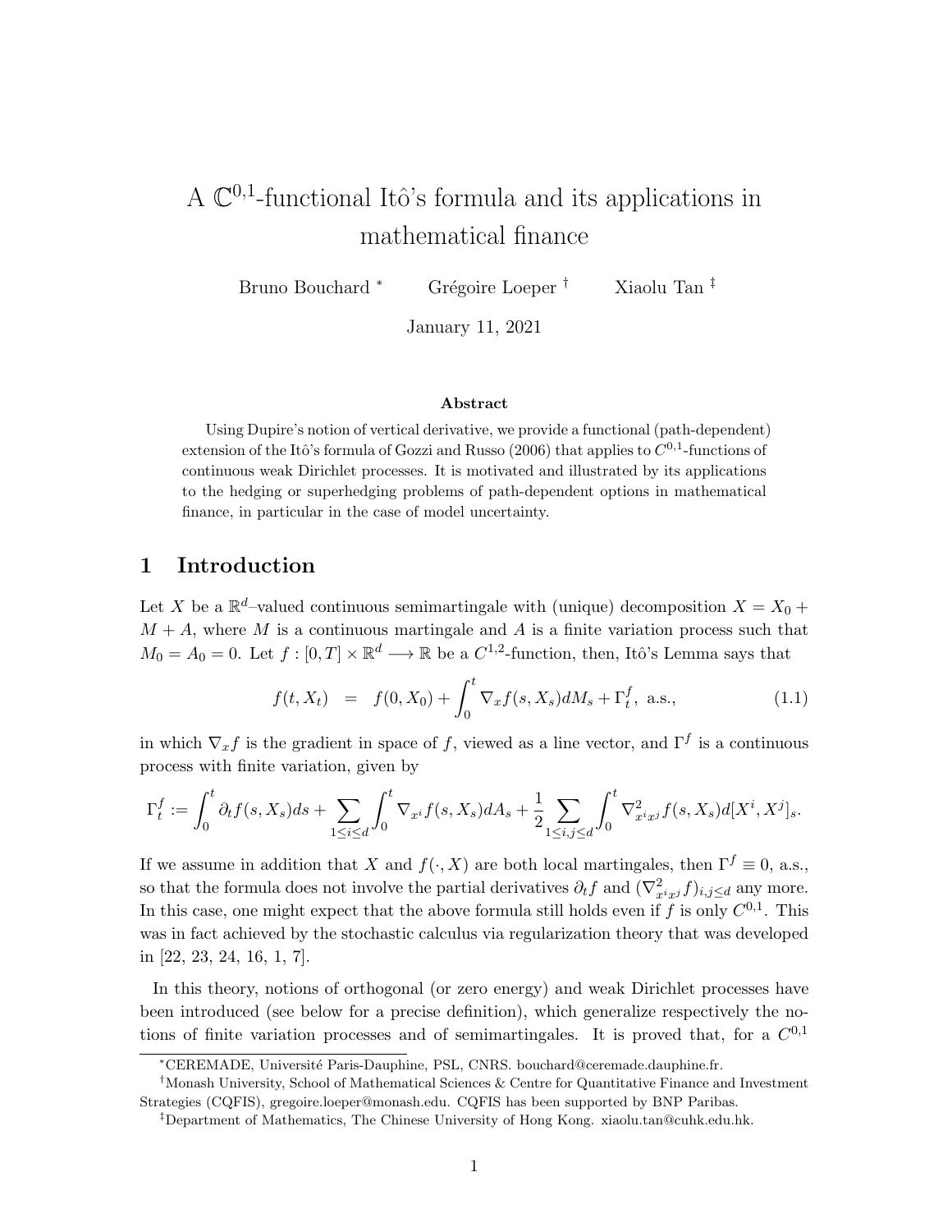# A $\mathbb{C}^{0,1}$-functional Itô's formula and its applications in mathematical finance

Bruno Bouchard [*]  Grégoire Loeper [†]  Xiaolu Tan [‡]

January 11, 2021

### Abstract

Using Dupire's notion of vertical derivative, we provide a functional (path-dependent) extension of the Itô's formula of Gozzi and Russo (2006) that applies to $C^{0,1}$-functions of continuous weak Dirichlet processes. It is motivated and illustrated by its applications to the hedging or superhedging problems of path-dependent options in mathematical finance, in particular in the case of model uncertainty.

## 1 Introduction

Let $X$ be a $\mathbb{R}^d$–valued continuous semimartingale with (unique) decomposition $X = X_0 + M + A$, where $M$ is a continuous martingale and $A$ is a finite variation process such that $M_0 = A_0 = 0$. Let $f : [0,T] \times \mathbb{R}^d \longrightarrow \mathbb{R}$ be a $C^{1,2}$-function, then, Itô's Lemma says that

$$f(t, X_t) \;\; = \;\; f(0, X_0) + \int_0^t \nabla_x f(s, X_s) dM_s + \Gamma_t^f, \text{ a.s.}, \tag{1.1}$$

in which $\nabla_x f$ is the gradient in space of $f$, viewed as a line vector, and $\Gamma^f$ is a continuous process with finite variation, given by

$$\Gamma_t^f := \int_0^t \partial_t f(s, X_s) ds + \sum_{1 \le i \le d} \int_0^t \nabla_{x^i} f(s, X_s) dA_s + \frac{1}{2} \sum_{1 \le i,j \le d} \int_0^t \nabla^2_{x^i x^j} f(s, X_s) d[X^i, X^j]_s.$$

If we assume in addition that $X$ and $f(\cdot, X)$ are both local martingales, then $\Gamma^f \equiv 0$, a.s., so that the formula does not involve the partial derivatives $\partial_t f$ and $(\nabla^2_{x^i x^j} f)_{i,j \le d}$ any more. In this case, one might expect that the above formula still holds even if $f$ is only $C^{0,1}$. This was in fact achieved by the stochastic calculus via regularization theory that was developed in [22, 23, 24, 16, 1, 7].

In this theory, notions of orthogonal (or zero energy) and weak Dirichlet processes have been introduced (see below for a precise definition), which generalize respectively the notions of finite variation processes and of semimartingales. It is proved that, for a $C^{0,1}$

[*] CEREMADE, Université Paris-Dauphine, PSL, CNRS. bouchard@ceremade.dauphine.fr.

[†] Monash University, School of Mathematical Sciences & Centre for Quantitative Finance and Investment Strategies (CQFIS), gregoire.loeper@monash.edu. CQFIS has been supported by BNP Paribas.

[‡] Department of Mathematics, The Chinese University of Hong Kong. xiaolu.tan@cuhk.edu.hk.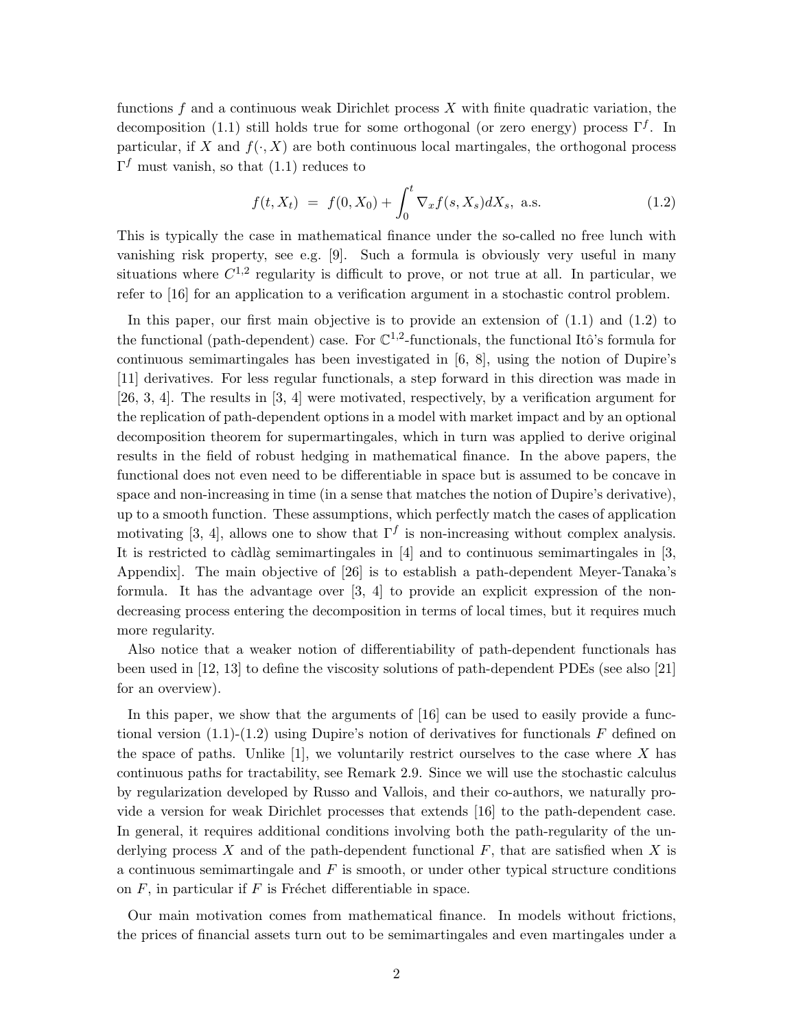functions $f$ and a continuous weak Dirichlet process $X$ with finite quadratic variation, the decomposition (1.1) still holds true for some orthogonal (or zero energy) process $\Gamma^f$. In particular, if $X$ and $f(\cdot, X)$ are both continuous local martingales, the orthogonal process $\Gamma^f$ must vanish, so that (1.1) reduces to

$$f(t, X_t) \;=\; f(0, X_0) + \int_0^t \nabla_x f(s, X_s) dX_s, \text{ a.s.} \tag{1.2}$$

This is typically the case in mathematical finance under the so-called no free lunch with vanishing risk property, see e.g. [9]. Such a formula is obviously very useful in many situations where $C^{1,2}$ regularity is difficult to prove, or not true at all. In particular, we refer to [16] for an application to a verification argument in a stochastic control problem.

In this paper, our first main objective is to provide an extension of (1.1) and (1.2) to the functional (path-dependent) case. For $\mathbb{C}^{1,2}$-functionals, the functional Itô's formula for continuous semimartingales has been investigated in [6, 8], using the notion of Dupire's [11] derivatives. For less regular functionals, a step forward in this direction was made in [26, 3, 4]. The results in [3, 4] were motivated, respectively, by a verification argument for the replication of path-dependent options in a model with market impact and by an optional decomposition theorem for supermartingales, which in turn was applied to derive original results in the field of robust hedging in mathematical finance. In the above papers, the functional does not even need to be differentiable in space but is assumed to be concave in space and non-increasing in time (in a sense that matches the notion of Dupire's derivative), up to a smooth function. These assumptions, which perfectly match the cases of application motivating [3, 4], allows one to show that $\Gamma^f$ is non-increasing without complex analysis. It is restricted to càdlàg semimartingales in [4] and to continuous semimartingales in [3, Appendix]. The main objective of [26] is to establish a path-dependent Meyer-Tanaka's formula. It has the advantage over [3, 4] to provide an explicit expression of the non-decreasing process entering the decomposition in terms of local times, but it requires much more regularity.

Also notice that a weaker notion of differentiability of path-dependent functionals has been used in [12, 13] to define the viscosity solutions of path-dependent PDEs (see also [21] for an overview).

In this paper, we show that the arguments of [16] can be used to easily provide a functional version (1.1)-(1.2) using Dupire's notion of derivatives for functionals $F$ defined on the space of paths. Unlike [1], we voluntarily restrict ourselves to the case where $X$ has continuous paths for tractability, see Remark 2.9. Since we will use the stochastic calculus by regularization developed by Russo and Vallois, and their co-authors, we naturally provide a version for weak Dirichlet processes that extends [16] to the path-dependent case. In general, it requires additional conditions involving both the path-regularity of the underlying process $X$ and of the path-dependent functional $F$, that are satisfied when $X$ is a continuous semimartingale and $F$ is smooth, or under other typical structure conditions on $F$, in particular if $F$ is Fréchet differentiable in space.

Our main motivation comes from mathematical finance. In models without frictions, the prices of financial assets turn out to be semimartingales and even martingales under a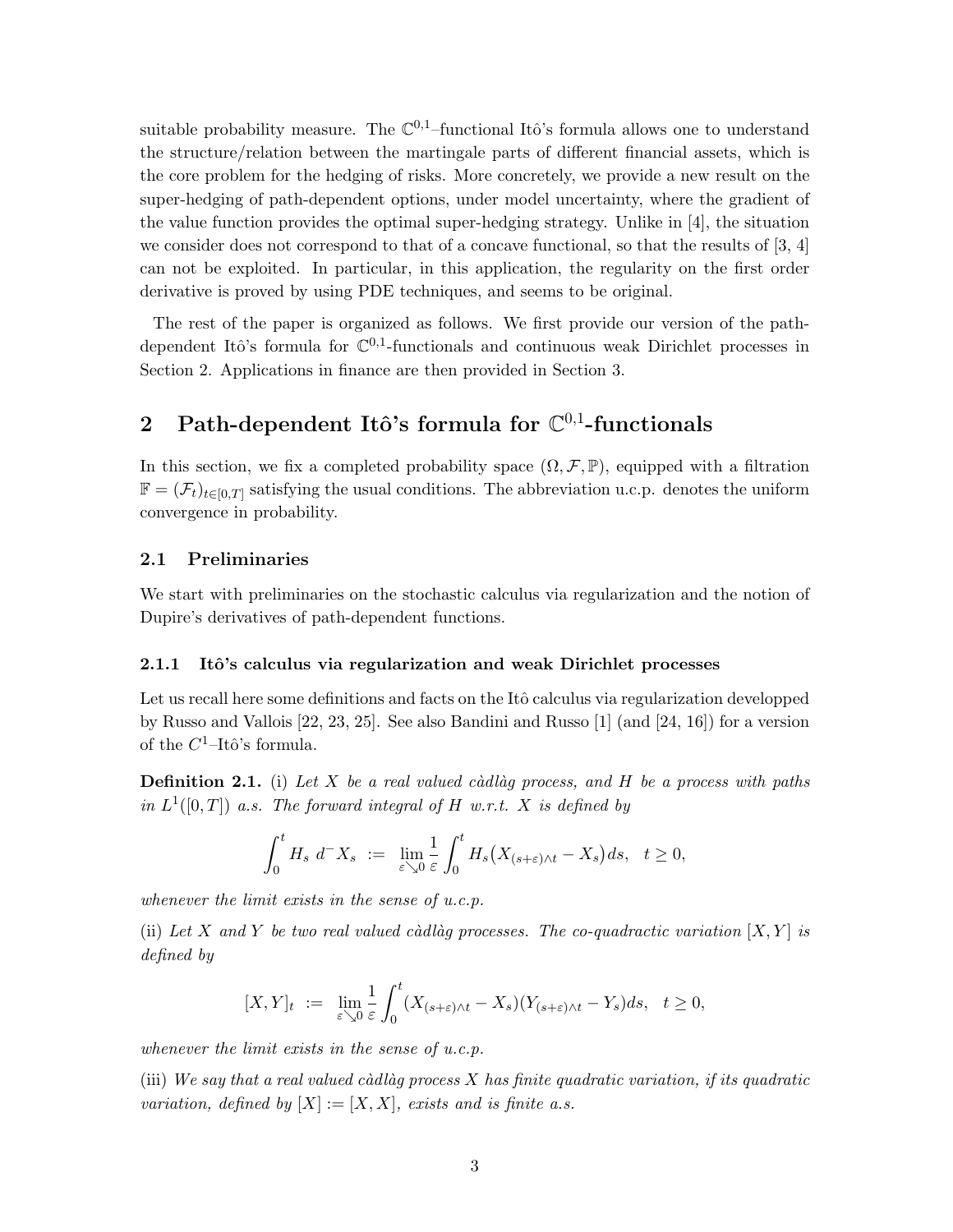suitable probability measure. The $\mathbb{C}^{0,1}$–functional Itô's formula allows one to understand the structure/relation between the martingale parts of different financial assets, which is the core problem for the hedging of risks. More concretely, we provide a new result on the super-hedging of path-dependent options, under model uncertainty, where the gradient of the value function provides the optimal super-hedging strategy. Unlike in [4], the situation we consider does not correspond to that of a concave functional, so that the results of [3, 4] can not be exploited. In particular, in this application, the regularity on the first order derivative is proved by using PDE techniques, and seems to be original.

The rest of the paper is organized as follows. We first provide our version of the path-dependent Itô's formula for $\mathbb{C}^{0,1}$-functionals and continuous weak Dirichlet processes in Section 2. Applications in finance are then provided in Section 3.

## 2 Path-dependent Itô's formula for $\mathbb{C}^{0,1}$-functionals

In this section, we fix a completed probability space $(\Omega, \mathcal{F}, \mathbb{P})$, equipped with a filtration $\mathbb{F} = (\mathcal{F}_t)_{t\in[0,T]}$ satisfying the usual conditions. The abbreviation u.c.p. denotes the uniform convergence in probability.

### 2.1 Preliminaries

We start with preliminaries on the stochastic calculus via regularization and the notion of Dupire's derivatives of path-dependent functions.

#### 2.1.1 Itô's calculus via regularization and weak Dirichlet processes

Let us recall here some definitions and facts on the Itô calculus via regularization developped by Russo and Vallois [22, 23, 25]. See also Bandini and Russo [1] (and [24, 16]) for a version of the $C^1$–Itô's formula.

**Definition 2.1.** (i) *Let $X$ be a real valued càdlàg process, and $H$ be a process with paths in $L^1([0,T])$ a.s. The forward integral of $H$ w.r.t. $X$ is defined by*

$$\int_0^t H_s \, d^- X_s \;:=\; \lim_{\varepsilon \searrow 0} \frac{1}{\varepsilon} \int_0^t H_s \big( X_{(s+\varepsilon)\wedge t} - X_s \big) ds, \quad t \geq 0,$$

*whenever the limit exists in the sense of u.c.p.*

(ii) *Let $X$ and $Y$ be two real valued càdlàg processes. The co-quadractic variation $[X, Y]$ is defined by*

$$[X, Y]_t \;:=\; \lim_{\varepsilon \searrow 0} \frac{1}{\varepsilon} \int_0^t (X_{(s+\varepsilon)\wedge t} - X_s)(Y_{(s+\varepsilon)\wedge t} - Y_s) ds, \quad t \geq 0,$$

*whenever the limit exists in the sense of u.c.p.*

(iii) *We say that a real valued càdlàg process $X$ has finite quadratic variation, if its quadratic variation, defined by $[X] := [X, X]$, exists and is finite a.s.*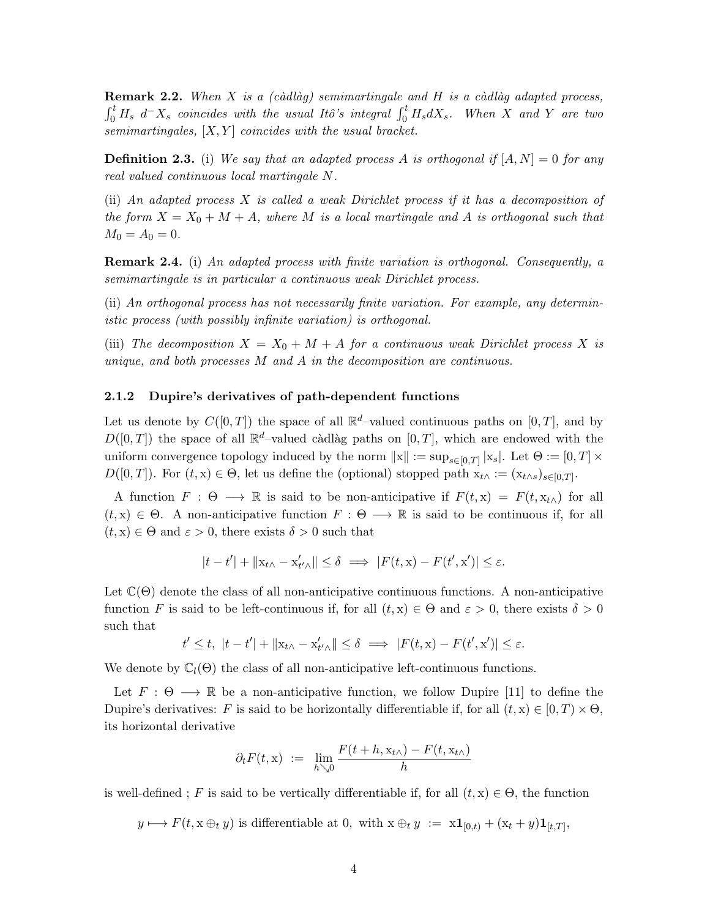**Remark 2.2.** *When $X$ is a (càdlàg) semimartingale and $H$ is a càdlàg adapted process, $\int_0^t H_s \; d^- X_s$ coincides with the usual Itô's integral $\int_0^t H_s dX_s$. When $X$ and $Y$ are two semimartingales, $[X, Y]$ coincides with the usual bracket.*

**Definition 2.3.** (i) *We say that an adapted process $A$ is orthogonal if $[A, N] = 0$ for any real valued continuous local martingale $N$.*

(ii) *An adapted process $X$ is called a weak Dirichlet process if it has a decomposition of the form $X = X_0 + M + A$, where $M$ is a local martingale and $A$ is orthogonal such that $M_0 = A_0 = 0$.*

**Remark 2.4.** (i) *An adapted process with finite variation is orthogonal. Consequently, a semimartingale is in particular a continuous weak Dirichlet process.*

(ii) *An orthogonal process has not necessarily finite variation. For example, any deterministic process (with possibly infinite variation) is orthogonal.*

(iii) *The decomposition $X = X_0 + M + A$ for a continuous weak Dirichlet process $X$ is unique, and both processes $M$ and $A$ in the decomposition are continuous.*

### 2.1.2 Dupire's derivatives of path-dependent functions

Let us denote by $C([0, T])$ the space of all $\mathbb{R}^d$–valued continuous paths on $[0, T]$, and by $D([0, T])$ the space of all $\mathbb{R}^d$–valued càdlàg paths on $[0, T]$, which are endowed with the uniform convergence topology induced by the norm $\|\mathrm{x}\| := \sup_{s \in [0,T]} |\mathrm{x}_s|$. Let $\Theta := [0, T] \times D([0, T])$. For $(t, \mathrm{x}) \in \Theta$, let us define the (optional) stopped path $\mathrm{x}_{t\wedge} := (\mathrm{x}_{t \wedge s})_{s \in [0,T]}$.

A function $F : \Theta \longrightarrow \mathbb{R}$ is said to be non-anticipative if $F(t, \mathrm{x}) = F(t, \mathrm{x}_{t\wedge})$ for all $(t, \mathrm{x}) \in \Theta$. A non-anticipative function $F : \Theta \longrightarrow \mathbb{R}$ is said to be continuous if, for all $(t, \mathrm{x}) \in \Theta$ and $\varepsilon > 0$, there exists $\delta > 0$ such that

$$|t - t'| + \|\mathrm{x}_{t\wedge} - \mathrm{x}'_{t'\wedge}\| \leq \delta \implies |F(t, \mathrm{x}) - F(t', \mathrm{x}')| \leq \varepsilon.$$

Let $\mathbb{C}(\Theta)$ denote the class of all non-anticipative continuous functions. A non-anticipative function $F$ is said to be left-continuous if, for all $(t, \mathrm{x}) \in \Theta$ and $\varepsilon > 0$, there exists $\delta > 0$ such that

$$t' \leq t, \; |t - t'| + \|\mathrm{x}_{t\wedge} - \mathrm{x}'_{t'\wedge}\| \leq \delta \implies |F(t, \mathrm{x}) - F(t', \mathrm{x}')| \leq \varepsilon.$$

We denote by $\mathbb{C}_l(\Theta)$ the class of all non-anticipative left-continuous functions.

Let $F : \Theta \longrightarrow \mathbb{R}$ be a non-anticipative function, we follow Dupire [11] to define the Dupire's derivatives: $F$ is said to be horizontally differentiable if, for all $(t, \mathrm{x}) \in [0, T) \times \Theta$, its horizontal derivative

$$\partial_t F(t, \mathrm{x}) \; := \; \lim_{h \searrow 0} \frac{F(t + h, \mathrm{x}_{t\wedge}) - F(t, \mathrm{x}_{t\wedge})}{h}$$

is well-defined ; $F$ is said to be vertically differentiable if, for all $(t, \mathrm{x}) \in \Theta$, the function

$$y \longmapsto F(t, \mathrm{x} \oplus_t y) \text{ is differentiable at } 0, \text{ with } \mathrm{x} \oplus_t y \; := \; \mathrm{x}\mathbf{1}_{[0,t)} + (\mathrm{x}_t + y)\mathbf{1}_{[t,T]},$$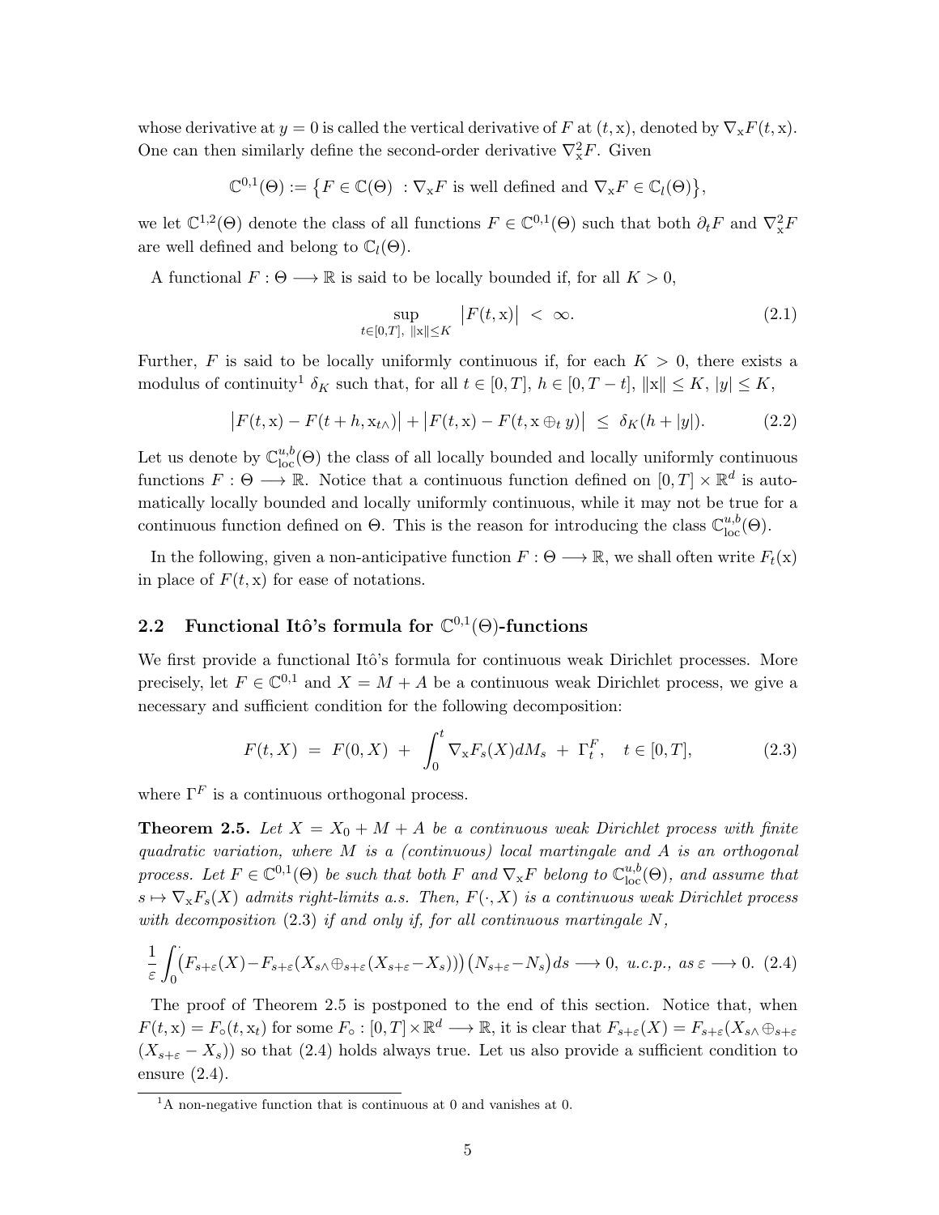whose derivative at $y = 0$ is called the vertical derivative of $F$ at $(t, \mathrm{x})$, denoted by $\nabla_{\mathrm{x}} F(t, \mathrm{x})$. One can then similarly define the second-order derivative $\nabla^2_{\mathrm{x}} F$. Given

$$\mathbb{C}^{0,1}(\Theta) := \big\{F \in \mathbb{C}(\Theta)\ : \nabla_{\mathrm{x}} F \text{ is well defined and } \nabla_{\mathrm{x}} F \in \mathbb{C}_l(\Theta)\big\},$$

we let $\mathbb{C}^{1,2}(\Theta)$ denote the class of all functions $F \in \mathbb{C}^{0,1}(\Theta)$ such that both $\partial_t F$ and $\nabla^2_{\mathrm{x}} F$ are well defined and belong to $\mathbb{C}_l(\Theta)$.

A functional $F : \Theta \longrightarrow \mathbb{R}$ is said to be locally bounded if, for all $K > 0$,

$$\sup_{t\in[0,T],\ \|\mathrm{x}\|\le K} \big|F(t, \mathrm{x})\big| \ <\ \infty. \tag{2.1}$$

Further, $F$ is said to be locally uniformly continuous if, for each $K > 0$, there exists a modulus of continuity[1] $\delta_K$ such that, for all $t \in [0, T]$, $h \in [0, T-t]$, $\|\mathrm{x}\| \le K$, $|y| \le K$,

$$\big|F(t, \mathrm{x}) - F(t+h, \mathrm{x}_{t\wedge})\big| + \big|F(t, \mathrm{x}) - F(t, \mathrm{x} \oplus_t y)\big| \ \le\ \delta_K(h + |y|). \tag{2.2}$$

Let us denote by $\mathbb{C}^{u,b}_{\mathrm{loc}}(\Theta)$ the class of all locally bounded and locally uniformly continuous functions $F : \Theta \longrightarrow \mathbb{R}$. Notice that a continuous function defined on $[0, T] \times \mathbb{R}^d$ is automatically locally bounded and locally uniformly continuous, while it may not be true for a continuous function defined on $\Theta$. This is the reason for introducing the class $\mathbb{C}^{u,b}_{\mathrm{loc}}(\Theta)$.

In the following, given a non-anticipative function $F : \Theta \longrightarrow \mathbb{R}$, we shall often write $F_t(\mathrm{x})$ in place of $F(t, \mathrm{x})$ for ease of notations.

## 2.2 Functional Itô's formula for $\mathbb{C}^{0,1}(\Theta)$-functions

We first provide a functional Itô's formula for continuous weak Dirichlet processes. More precisely, let $F \in \mathbb{C}^{0,1}$ and $X = M + A$ be a continuous weak Dirichlet process, we give a necessary and sufficient condition for the following decomposition:

$$F(t, X) \ =\ F(0, X) \ +\ \int_0^t \nabla_{\mathrm{x}} F_s(X) dM_s \ +\ \Gamma^F_t, \quad t \in [0, T], \tag{2.3}$$

where $\Gamma^F$ is a continuous orthogonal process.

**Theorem 2.5.** *Let $X = X_0 + M + A$ be a continuous weak Dirichlet process with finite quadratic variation, where $M$ is a (continuous) local martingale and $A$ is an orthogonal process. Let $F \in \mathbb{C}^{0,1}(\Theta)$ be such that both $F$ and $\nabla_{\mathrm{x}} F$ belong to $\mathbb{C}^{u,b}_{\mathrm{loc}}(\Theta)$, and assume that $s \mapsto \nabla_{\mathrm{x}} F_s(X)$ admits right-limits a.s. Then, $F(\cdot, X)$ is a continuous weak Dirichlet process with decomposition* (2.3) *if and only if, for all continuous martingale $N$,*

$$\frac{1}{\varepsilon}\int_0^{\cdot}\big(F_{s+\varepsilon}(X) - F_{s+\varepsilon}(X_{s\wedge} \oplus_{s+\varepsilon} (X_{s+\varepsilon} - X_s))\big)\big(N_{s+\varepsilon} - N_s\big) ds \longrightarrow 0, \ \textit{u.c.p., as } \varepsilon \longrightarrow 0. \tag{2.4}$$

The proof of Theorem 2.5 is postponed to the end of this section. Notice that, when $F(t, \mathrm{x}) = F_\circ(t, \mathrm{x}_t)$ for some $F_\circ : [0, T] \times \mathbb{R}^d \longrightarrow \mathbb{R}$, it is clear that $F_{s+\varepsilon}(X) = F_{s+\varepsilon}(X_{s\wedge} \oplus_{s+\varepsilon} (X_{s+\varepsilon} - X_s))$ so that (2.4) holds always true. Let us also provide a sufficient condition to ensure (2.4).

[1] A non-negative function that is continuous at 0 and vanishes at 0.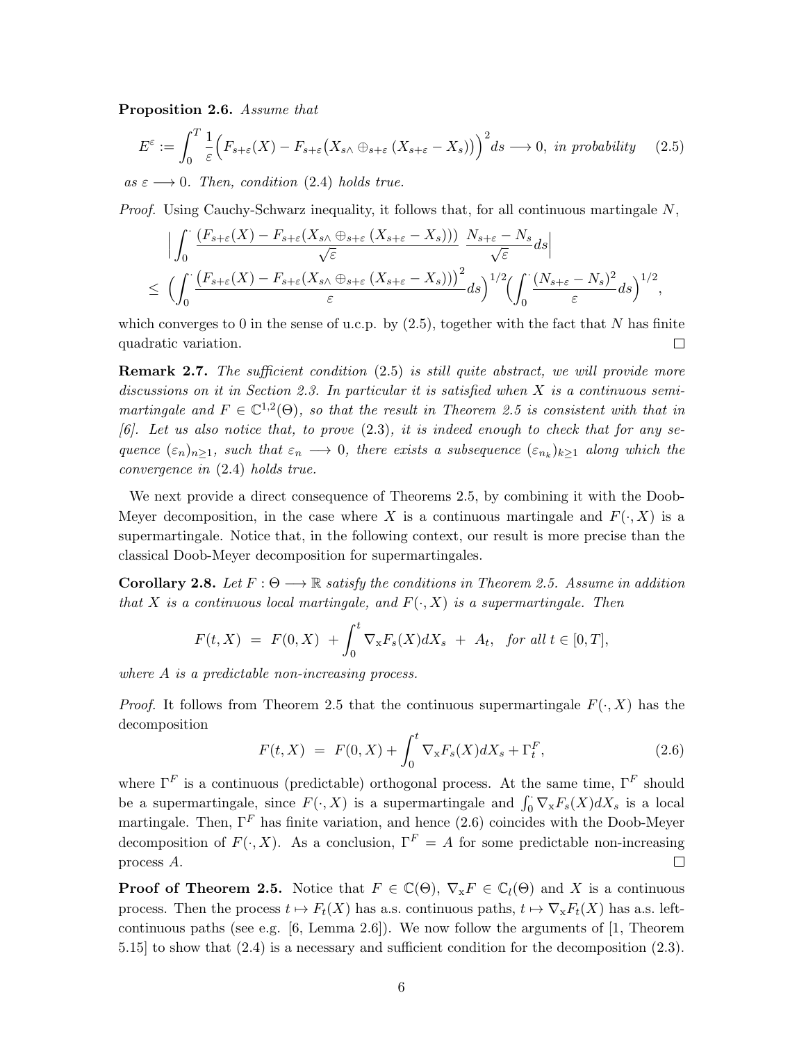**Proposition 2.6.** *Assume that*

$$E^\varepsilon := \int_0^T \frac{1}{\varepsilon}\Big(F_{s+\varepsilon}(X) - F_{s+\varepsilon}\big(X_{s\wedge} \oplus_{s+\varepsilon} (X_{s+\varepsilon} - X_s)\big)\Big)^2 ds \longrightarrow 0, \text{ in probability} \quad (2.5)$$

*as $\varepsilon \longrightarrow 0$. Then, condition (2.4) holds true.*

*Proof.* Using Cauchy-Schwarz inequality, it follows that, for all continuous martingale $N$,

$$\Big| \int_0^\cdot \frac{(F_{s+\varepsilon}(X) - F_{s+\varepsilon}(X_{s\wedge} \oplus_{s+\varepsilon} (X_{s+\varepsilon} - X_s)))}{\sqrt{\varepsilon}} \; \frac{N_{s+\varepsilon} - N_s}{\sqrt{\varepsilon}} ds \Big|$$
$$\leq \Big(\int_0^\cdot \frac{\big(F_{s+\varepsilon}(X) - F_{s+\varepsilon}(X_{s\wedge} \oplus_{s+\varepsilon} (X_{s+\varepsilon} - X_s))\big)^2}{\varepsilon} ds\Big)^{1/2} \Big(\int_0^\cdot \frac{(N_{s+\varepsilon} - N_s)^2}{\varepsilon} ds\Big)^{1/2},$$

which converges to 0 in the sense of u.c.p. by (2.5), together with the fact that $N$ has finite quadratic variation. $\square$

**Remark 2.7.** *The sufficient condition (2.5) is still quite abstract, we will provide more discussions on it in Section 2.3. In particular it is satisfied when $X$ is a continuous semi-martingale and $F \in \mathbb{C}^{1,2}(\Theta)$, so that the result in Theorem 2.5 is consistent with that in [6]. Let us also notice that, to prove (2.3), it is indeed enough to check that for any sequence $(\varepsilon_n)_{n\geq 1}$, such that $\varepsilon_n \longrightarrow 0$, there exists a subsequence $(\varepsilon_{n_k})_{k\geq 1}$ along which the convergence in (2.4) holds true.*

We next provide a direct consequence of Theorems 2.5, by combining it with the Doob-Meyer decomposition, in the case where $X$ is a continuous martingale and $F(\cdot, X)$ is a supermartingale. Notice that, in the following context, our result is more precise than the classical Doob-Meyer decomposition for supermartingales.

**Corollary 2.8.** *Let $F : \Theta \longrightarrow \mathbb{R}$ satisfy the conditions in Theorem 2.5. Assume in addition that $X$ is a continuous local martingale, and $F(\cdot, X)$ is a supermartingale. Then*

$$F(t, X) \;=\; F(0, X) \;+ \int_0^t \nabla_{\rm x} F_s(X) dX_s \;+\; A_t, \quad \textit{for all } t \in [0, T],$$

*where $A$ is a predictable non-increasing process.*

*Proof.* It follows from Theorem 2.5 that the continuous supermartingale $F(\cdot, X)$ has the decomposition

$$F(t, X) \;=\; F(0, X) + \int_0^t \nabla_{\rm x} F_s(X) dX_s + \Gamma^F_t, \quad (2.6)$$

where $\Gamma^F$ is a continuous (predictable) orthogonal process. At the same time, $\Gamma^F$ should be a supermartingale, since $F(\cdot, X)$ is a supermartingale and $\int_0^\cdot \nabla_{\rm x} F_s(X) dX_s$ is a local martingale. Then, $\Gamma^F$ has finite variation, and hence (2.6) coincides with the Doob-Meyer decomposition of $F(\cdot, X)$. As a conclusion, $\Gamma^F = A$ for some predictable non-increasing process $A$. $\square$

**Proof of Theorem 2.5.** Notice that $F \in \mathbb{C}(\Theta)$, $\nabla_{\rm x} F \in \mathbb{C}_l(\Theta)$ and $X$ is a continuous process. Then the process $t \mapsto F_t(X)$ has a.s. continuous paths, $t \mapsto \nabla_{\rm x} F_t(X)$ has a.s. left-continuous paths (see e.g. [6, Lemma 2.6]). We now follow the arguments of [1, Theorem 5.15] to show that (2.4) is a necessary and sufficient condition for the decomposition (2.3).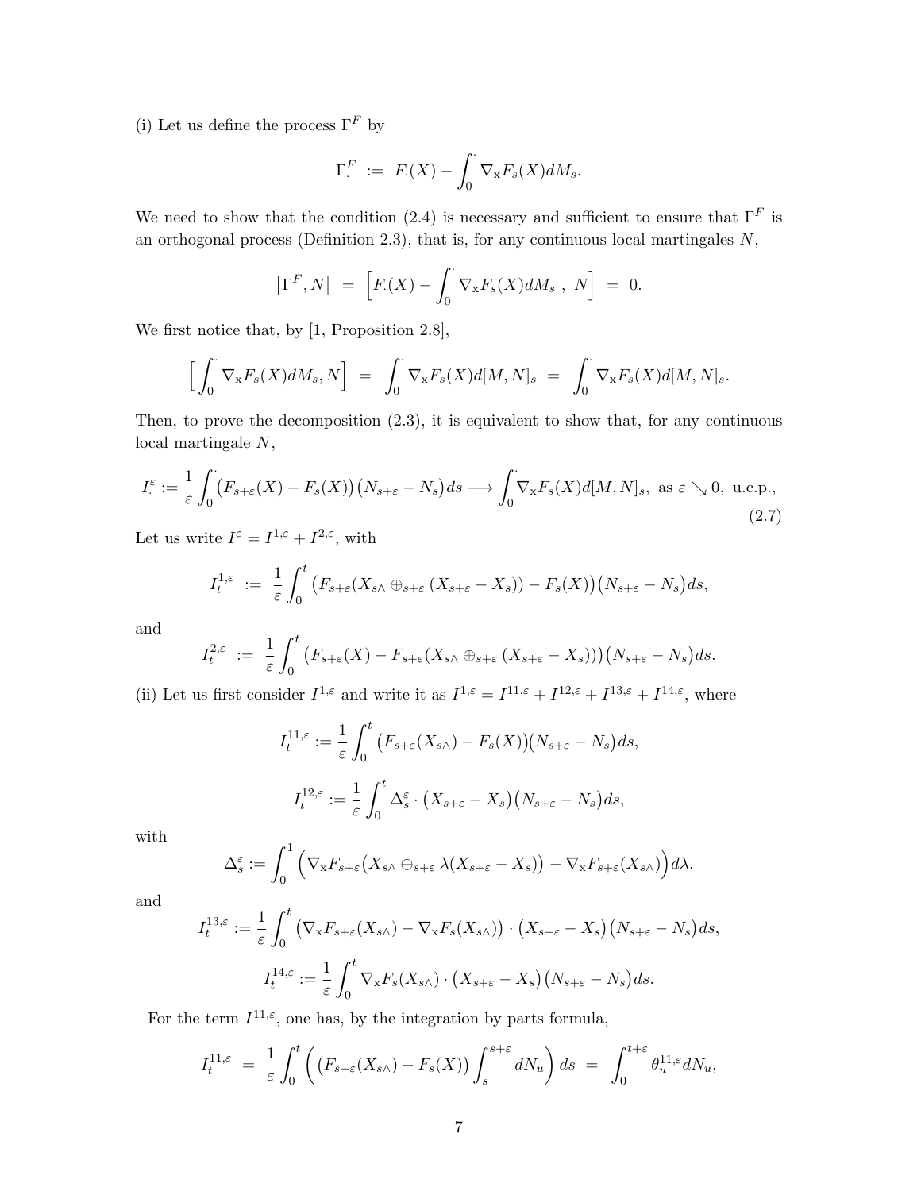(i) Let us define the process $\Gamma^F$ by

$$\Gamma^F_\cdot \;:=\; F_\cdot(X) - \int_0^\cdot \nabla_{\mathrm{x}} F_s(X) dM_s.$$

We need to show that the condition (2.4) is necessary and sufficient to ensure that $\Gamma^F$ is an orthogonal process (Definition 2.3), that is, for any continuous local martingales $N$,

$$\big[\Gamma^F, N\big] \;=\; \Big[F_\cdot(X) - \int_0^\cdot \nabla_{\mathrm{x}} F_s(X) dM_s \;,\; N\Big] \;=\; 0.$$

We first notice that, by [1, Proposition 2.8],

$$\Big[\int_0^\cdot \nabla_{\mathrm{x}} F_s(X) dM_s, N\Big] \;=\; \int_0^\cdot \nabla_{\mathrm{x}} F_s(X) d[M,N]_s \;=\; \int_0^\cdot \nabla_{\mathrm{x}} F_s(X) d[M,N]_s.$$

Then, to prove the decomposition (2.3), it is equivalent to show that, for any continuous local martingale $N$,

$$I^\varepsilon_\cdot := \frac{1}{\varepsilon}\int_0^\cdot \big(F_{s+\varepsilon}(X) - F_s(X)\big)\big(N_{s+\varepsilon} - N_s\big) ds \longrightarrow \int_0^\cdot \nabla_{\mathrm{x}} F_s(X) d[M,N]_s, \text{ as } \varepsilon \searrow 0, \text{ u.c.p.}, \tag{2.7}$$

Let us write $I^\varepsilon = I^{1,\varepsilon} + I^{2,\varepsilon}$, with

$$I^{1,\varepsilon}_t \;:=\; \frac{1}{\varepsilon}\int_0^t \big(F_{s+\varepsilon}(X_{s\wedge} \oplus_{s+\varepsilon} (X_{s+\varepsilon} - X_s)) - F_s(X)\big)\big(N_{s+\varepsilon} - N_s\big) ds,$$

and

$$I^{2,\varepsilon}_t \;:=\; \frac{1}{\varepsilon}\int_0^t \big(F_{s+\varepsilon}(X) - F_{s+\varepsilon}(X_{s\wedge} \oplus_{s+\varepsilon} (X_{s+\varepsilon} - X_s))\big)\big(N_{s+\varepsilon} - N_s\big) ds.$$

(ii) Let us first consider $I^{1,\varepsilon}$ and write it as $I^{1,\varepsilon} = I^{11,\varepsilon} + I^{12,\varepsilon} + I^{13,\varepsilon} + I^{14,\varepsilon}$, where

$$I^{11,\varepsilon}_t := \frac{1}{\varepsilon}\int_0^t \big(F_{s+\varepsilon}(X_{s\wedge}) - F_s(X)\big)\big(N_{s+\varepsilon} - N_s\big) ds,$$

$$I^{12,\varepsilon}_t := \frac{1}{\varepsilon}\int_0^t \Delta^\varepsilon_s \cdot \big(X_{s+\varepsilon} - X_s\big)\big(N_{s+\varepsilon} - N_s\big) ds,$$

with

$$\Delta^\varepsilon_s := \int_0^1 \Big(\nabla_{\mathrm{x}} F_{s+\varepsilon}\big(X_{s\wedge} \oplus_{s+\varepsilon} \lambda(X_{s+\varepsilon} - X_s)\big) - \nabla_{\mathrm{x}} F_{s+\varepsilon}(X_{s\wedge})\Big) d\lambda.$$

and

$$I^{13,\varepsilon}_t := \frac{1}{\varepsilon}\int_0^t \big(\nabla_{\mathrm{x}} F_{s+\varepsilon}(X_{s\wedge}) - \nabla_{\mathrm{x}} F_s(X_{s\wedge})\big) \cdot \big(X_{s+\varepsilon} - X_s\big)\big(N_{s+\varepsilon} - N_s\big) ds,$$

$$I^{14,\varepsilon}_t := \frac{1}{\varepsilon}\int_0^t \nabla_{\mathrm{x}} F_s(X_{s\wedge}) \cdot \big(X_{s+\varepsilon} - X_s\big)\big(N_{s+\varepsilon} - N_s\big) ds.$$

For the term $I^{11,\varepsilon}$, one has, by the integration by parts formula,

$$I^{11,\varepsilon}_t \;=\; \frac{1}{\varepsilon}\int_0^t \bigg(\big(F_{s+\varepsilon}(X_{s\wedge}) - F_s(X)\big)\int_s^{s+\varepsilon} dN_u\bigg) ds \;=\; \int_0^{t+\varepsilon} \theta^{11,\varepsilon}_u dN_u,$$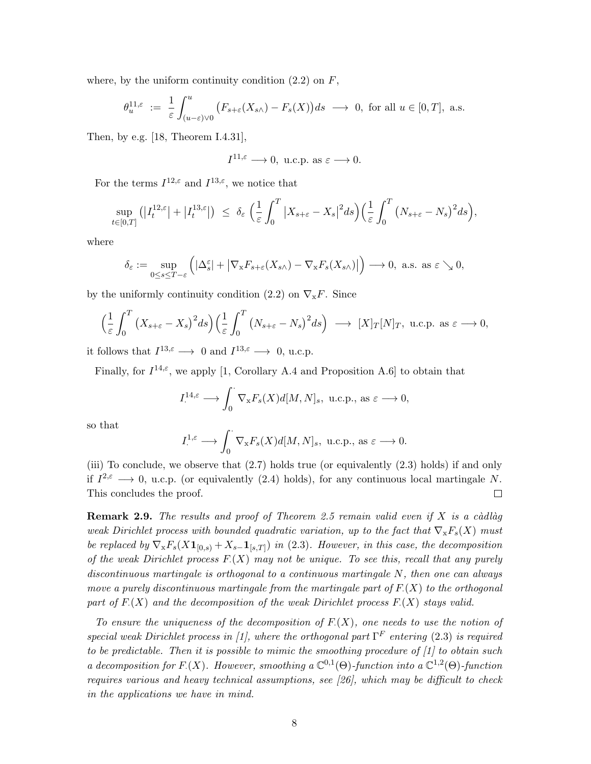where, by the uniform continuity condition (2.2) on $F$,

$$\theta_u^{11,\varepsilon} \;:=\; \frac{1}{\varepsilon}\int_{(u-\varepsilon)\vee 0}^{u} \big(F_{s+\varepsilon}(X_{s\wedge}) - F_s(X)\big)ds \;\longrightarrow\; 0,\ \text{for all } u\in[0,T],\ \text{a.s.}$$

Then, by e.g. [18, Theorem I.4.31],

$$I^{11,\varepsilon} \longrightarrow 0,\ \text{u.c.p. as } \varepsilon \longrightarrow 0.$$

For the terms $I^{12,\varepsilon}$ and $I^{13,\varepsilon}$, we notice that

$$\sup_{t\in[0,T]} \big(\big|I_t^{12,\varepsilon}\big| + \big|I_t^{13,\varepsilon}\big|\big) \;\le\; \delta_\varepsilon \,\Big(\frac{1}{\varepsilon}\int_0^T \big|X_{s+\varepsilon} - X_s\big|^2 ds\Big)\Big(\frac{1}{\varepsilon}\int_0^T \big(N_{s+\varepsilon} - N_s\big)^2 ds\Big),$$

where

$$\delta_\varepsilon := \sup_{0\le s\le T-\varepsilon} \Big(\big|\Delta_s^\varepsilon\big| + \big|\nabla_{\mathrm{x}} F_{s+\varepsilon}(X_{s\wedge}) - \nabla_{\mathrm{x}} F_s(X_{s\wedge})\big|\Big) \longrightarrow 0,\ \text{a.s. as } \varepsilon \searrow 0,$$

by the uniformly continuity condition (2.2) on $\nabla_{\mathrm{x}} F$. Since

$$\Big(\frac{1}{\varepsilon}\int_0^T \big(X_{s+\varepsilon} - X_s\big)^2 ds\Big)\Big(\frac{1}{\varepsilon}\int_0^T \big(N_{s+\varepsilon} - N_s\big)^2 ds\Big) \;\longrightarrow\; [X]_T[N]_T,\ \text{u.c.p. as } \varepsilon \longrightarrow 0,$$

it follows that $I^{13,\varepsilon} \longrightarrow\ 0$ and $I^{13,\varepsilon} \longrightarrow\ 0$, u.c.p.

Finally, for $I^{14,\varepsilon}$, we apply [1, Corollary A.4 and Proposition A.6] to obtain that

$$I_{\cdot}^{14,\varepsilon} \longrightarrow \int_0^{\cdot} \nabla_{\mathrm{x}} F_s(X) d[M,N]_s,\ \text{u.c.p., as } \varepsilon \longrightarrow 0,$$

so that

$$I_{\cdot}^{1,\varepsilon} \longrightarrow \int_0^{\cdot} \nabla_{\mathrm{x}} F_s(X) d[M,N]_s,\ \text{u.c.p., as } \varepsilon \longrightarrow 0.$$

(iii) To conclude, we observe that (2.7) holds true (or equivalently (2.3) holds) if and only if $I^{2,\varepsilon} \longrightarrow 0$, u.c.p. (or equivalently (2.4) holds), for any continuous local martingale $N$. This concludes the proof. □

**Remark 2.9.** *The results and proof of Theorem 2.5 remain valid even if $X$ is a càdlàg weak Dirichlet process with bounded quadratic variation, up to the fact that $\nabla_{\mathrm{x}} F_s(X)$ must be replaced by $\nabla_{\mathrm{x}} F_s(X\mathbf{1}_{[0,s)} + X_{s-}\mathbf{1}_{[s,T]})$ in (2.3). However, in this case, the decomposition of the weak Dirichlet process $F_{\cdot}(X)$ may not be unique. To see this, recall that any purely discontinuous martingale is orthogonal to a continuous martingale $N$, then one can always move a purely discontinuous martingale from the martingale part of $F_{\cdot}(X)$ to the orthogonal part of $F_{\cdot}(X)$ and the decomposition of the weak Dirichlet process $F_{\cdot}(X)$ stays valid.*

*To ensure the uniqueness of the decomposition of $F_{\cdot}(X)$, one needs to use the notion of special weak Dirichlet process in [1], where the orthogonal part $\Gamma^F$ entering (2.3) is required to be predictable. Then it is possible to mimic the smoothing procedure of [1] to obtain such a decomposition for $F_{\cdot}(X)$. However, smoothing a $\mathbb{C}^{0,1}(\Theta)$-function into a $\mathbb{C}^{1,2}(\Theta)$-function requires various and heavy technical assumptions, see [26], which may be difficult to check in the applications we have in mind.*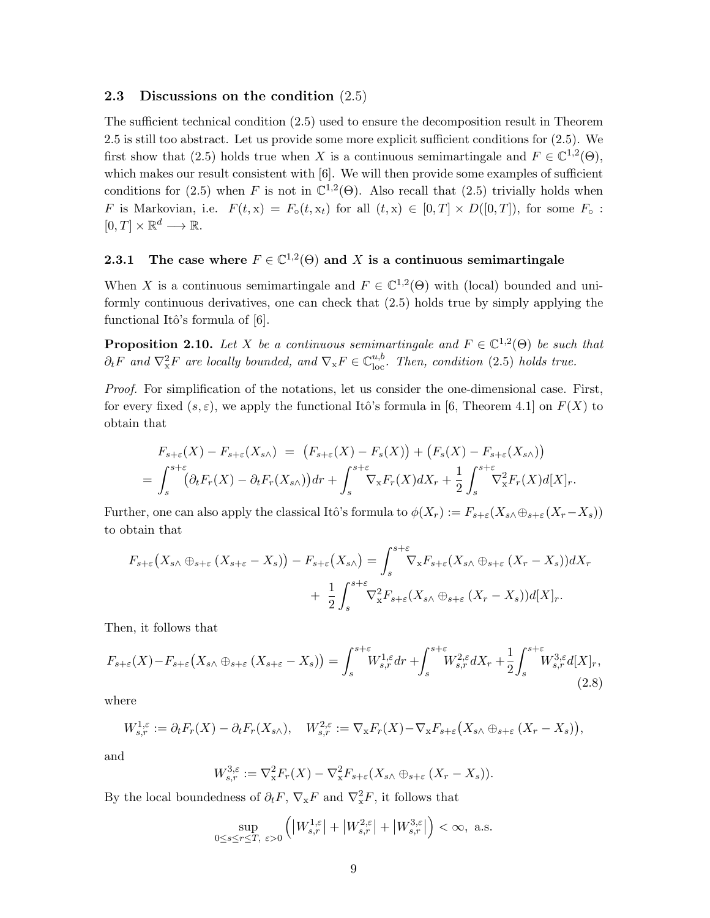### 2.3 Discussions on the condition (2.5)

The sufficient technical condition (2.5) used to ensure the decomposition result in Theorem 2.5 is still too abstract. Let us provide some more explicit sufficient conditions for (2.5). We first show that (2.5) holds true when $X$ is a continuous semimartingale and $F \in \mathbb{C}^{1,2}(\Theta)$, which makes our result consistent with [6]. We will then provide some examples of sufficient conditions for (2.5) when $F$ is not in $\mathbb{C}^{1,2}(\Theta)$. Also recall that (2.5) trivially holds when $F$ is Markovian, i.e. $F(t, \mathrm{x}) = F_\circ(t, \mathrm{x}_t)$ for all $(t, \mathrm{x}) \in [0,T] \times D([0,T])$, for some $F_\circ : [0,T] \times \mathbb{R}^d \longrightarrow \mathbb{R}$.

#### 2.3.1 The case where $F \in \mathbb{C}^{1,2}(\Theta)$ and $X$ is a continuous semimartingale

When $X$ is a continuous semimartingale and $F \in \mathbb{C}^{1,2}(\Theta)$ with (local) bounded and uniformly continuous derivatives, one can check that (2.5) holds true by simply applying the functional Itô's formula of [6].

**Proposition 2.10.** *Let $X$ be a continuous semimartingale and $F \in \mathbb{C}^{1,2}(\Theta)$ be such that $\partial_t F$ and $\nabla_{\mathrm{x}}^2 F$ are locally bounded, and $\nabla_{\mathrm{x}} F \in \mathbb{C}^{u,b}_{\mathrm{loc}}$. Then, condition (2.5) holds true.*

*Proof.* For simplification of the notations, let us consider the one-dimensional case. First, for every fixed $(s, \varepsilon)$, we apply the functional Itô's formula in [6, Theorem 4.1] on $F(X)$ to obtain that

$$
\begin{aligned}
F_{s+\varepsilon}(X) - F_{s+\varepsilon}(X_{s\wedge}) &= \big(F_{s+\varepsilon}(X) - F_s(X)\big) + \big(F_s(X) - F_{s+\varepsilon}(X_{s\wedge})\big) \\
= \int_s^{s+\varepsilon} \big(\partial_t F_r(X) - \partial_t F_r(X_{s\wedge})\big) dr &+ \int_s^{s+\varepsilon} \nabla_{\mathrm{x}} F_r(X) dX_r + \frac{1}{2}\int_s^{s+\varepsilon} \nabla_{\mathrm{x}}^2 F_r(X) d[X]_r.
\end{aligned}
$$

Further, one can also apply the classical Itô's formula to $\phi(X_r) := F_{s+\varepsilon}(X_{s\wedge} \oplus_{s+\varepsilon} (X_r - X_s))$ to obtain that

$$
\begin{aligned}
F_{s+\varepsilon}\big(X_{s\wedge} \oplus_{s+\varepsilon} (X_{s+\varepsilon} - X_s)\big) - F_{s+\varepsilon}\big(X_{s\wedge}\big) &= \int_s^{s+\varepsilon} \nabla_{\mathrm{x}} F_{s+\varepsilon}(X_{s\wedge} \oplus_{s+\varepsilon} (X_r - X_s)) dX_r \\
&+ \frac{1}{2}\int_s^{s+\varepsilon} \nabla_{\mathrm{x}}^2 F_{s+\varepsilon}(X_{s\wedge} \oplus_{s+\varepsilon} (X_r - X_s)) d[X]_r.
\end{aligned}
$$

Then, it follows that

$$
F_{s+\varepsilon}(X) - F_{s+\varepsilon}\big(X_{s\wedge} \oplus_{s+\varepsilon} (X_{s+\varepsilon} - X_s)\big) = \int_s^{s+\varepsilon} W^{1,\varepsilon}_{s,r} dr + \int_s^{s+\varepsilon} W^{2,\varepsilon}_{s,r} dX_r + \frac{1}{2}\int_s^{s+\varepsilon} W^{3,\varepsilon}_{s,r} d[X]_r, \tag{2.8}
$$

where

$$
W^{1,\varepsilon}_{s,r} := \partial_t F_r(X) - \partial_t F_r(X_{s\wedge}), \quad W^{2,\varepsilon}_{s,r} := \nabla_{\mathrm{x}} F_r(X) - \nabla_{\mathrm{x}} F_{s+\varepsilon}\big(X_{s\wedge} \oplus_{s+\varepsilon} (X_r - X_s)\big),
$$

and

$$
W^{3,\varepsilon}_{s,r} := \nabla_{\mathrm{x}}^2 F_r(X) - \nabla_{\mathrm{x}}^2 F_{s+\varepsilon}(X_{s\wedge} \oplus_{s+\varepsilon} (X_r - X_s)).
$$

By the local boundedness of $\partial_t F$, $\nabla_{\mathrm{x}} F$ and $\nabla_{\mathrm{x}}^2 F$, it follows that

$$
\sup_{0 \le s \le r \le T,\ \varepsilon > 0} \Big( \big|W^{1,\varepsilon}_{s,r}\big| + \big|W^{2,\varepsilon}_{s,r}\big| + \big|W^{3,\varepsilon}_{s,r}\big| \Big) < \infty, \text{ a.s.}
$$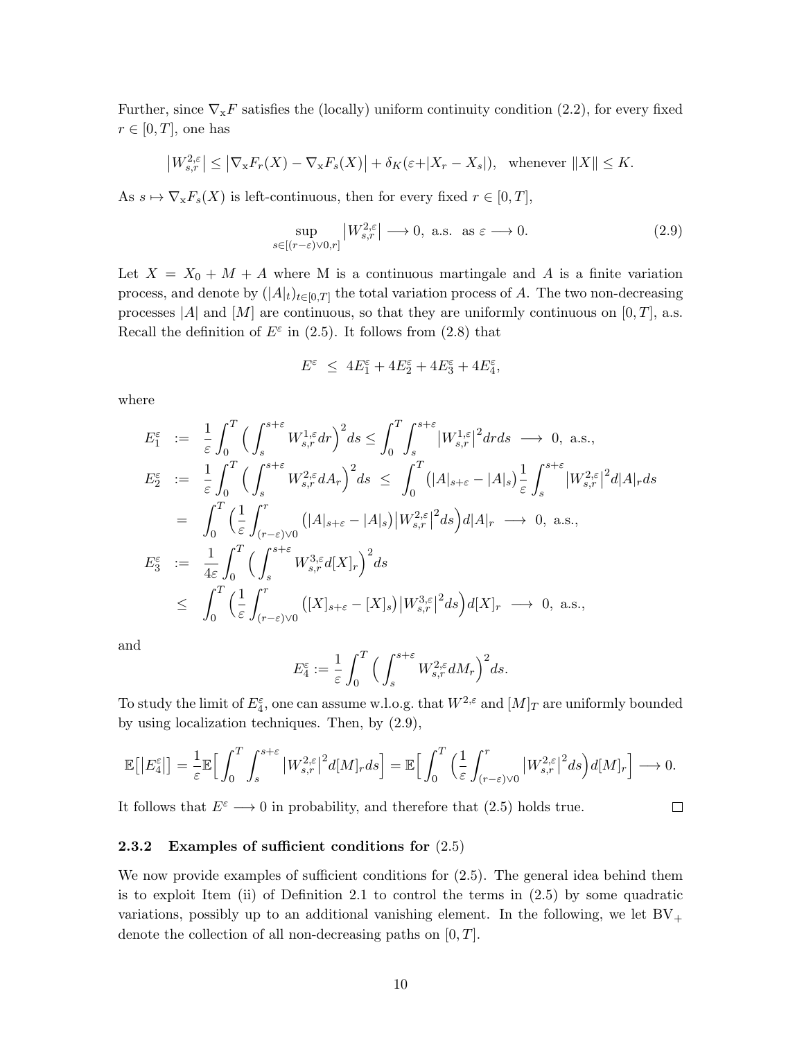Further, since $\nabla_{\mathrm{x}} F$ satisfies the (locally) uniform continuity condition (2.2), for every fixed $r \in [0,T]$, one has

$$\big|W^{2,\varepsilon}_{s,r}\big| \le \big|\nabla_{\mathrm{x}} F_r(X) - \nabla_{\mathrm{x}} F_s(X)\big| + \delta_K(\varepsilon + |X_r - X_s|), \quad \text{whenever } \|X\| \le K.$$

As $s \mapsto \nabla_{\mathrm{x}} F_s(X)$ is left-continuous, then for every fixed $r \in [0,T]$,

$$\sup_{s \in [(r-\varepsilon)\vee 0, r]} \big|W^{2,\varepsilon}_{s,r}\big| \longrightarrow 0, \text{ a.s. as } \varepsilon \longrightarrow 0. \tag{2.9}$$

Let $X = X_0 + M + A$ where M is a continuous martingale and $A$ is a finite variation process, and denote by $(|A|_t)_{t\in[0,T]}$ the total variation process of $A$. The two non-decreasing processes $|A|$ and $[M]$ are continuous, so that they are uniformly continuous on $[0,T]$, a.s. Recall the definition of $E^\varepsilon$ in (2.5). It follows from (2.8) that

$$E^\varepsilon \ \le \ 4E^\varepsilon_1 + 4E^\varepsilon_2 + 4E^\varepsilon_3 + 4E^\varepsilon_4,$$

where

$$\begin{aligned}
E^\varepsilon_1 &:= \frac{1}{\varepsilon}\int_0^T \Big(\int_s^{s+\varepsilon} W^{1,\varepsilon}_{s,r} dr\Big)^2 ds \le \int_0^T \int_s^{s+\varepsilon} \big|W^{1,\varepsilon}_{s,r}\big|^2 dr ds \ \longrightarrow \ 0, \text{ a.s.},\\
E^\varepsilon_2 &:= \frac{1}{\varepsilon}\int_0^T \Big(\int_s^{s+\varepsilon} W^{2,\varepsilon}_{s,r} dA_r\Big)^2 ds \ \le \ \int_0^T \big(|A|_{s+\varepsilon} - |A|_s\big)\frac{1}{\varepsilon}\int_s^{s+\varepsilon} \big|W^{2,\varepsilon}_{s,r}\big|^2 d|A|_r ds\\
&= \int_0^T \Big(\frac{1}{\varepsilon}\int_{(r-\varepsilon)\vee 0}^r \big(|A|_{s+\varepsilon} - |A|_s\big)\big|W^{2,\varepsilon}_{s,r}\big|^2 ds\Big) d|A|_r \ \longrightarrow \ 0, \text{ a.s.},\\
E^\varepsilon_3 &:= \frac{1}{4\varepsilon}\int_0^T \Big(\int_s^{s+\varepsilon} W^{3,\varepsilon}_{s,r} d[X]_r\Big)^2 ds\\
&\le \int_0^T \Big(\frac{1}{\varepsilon}\int_{(r-\varepsilon)\vee 0}^r \big([X]_{s+\varepsilon} - [X]_s\big)\big|W^{3,\varepsilon}_{s,r}\big|^2 ds\Big) d[X]_r \ \longrightarrow \ 0, \text{ a.s.},
\end{aligned}$$

and

$$E^\varepsilon_4 := \frac{1}{\varepsilon}\int_0^T \Big(\int_s^{s+\varepsilon} W^{2,\varepsilon}_{s,r} dM_r\Big)^2 ds.$$

To study the limit of $E^\varepsilon_4$, one can assume w.l.o.g. that $W^{2,\varepsilon}$ and $[M]_T$ are uniformly bounded by using localization techniques. Then, by (2.9),

$$\mathbb{E}\big[\big|E^\varepsilon_4\big|\big] = \frac{1}{\varepsilon}\mathbb{E}\Big[\int_0^T \int_s^{s+\varepsilon} \big|W^{2,\varepsilon}_{s,r}\big|^2 d[M]_r ds\Big] = \mathbb{E}\Big[\int_0^T \Big(\frac{1}{\varepsilon}\int_{(r-\varepsilon)\vee 0}^r \big|W^{2,\varepsilon}_{s,r}\big|^2 ds\Big) d[M]_r\Big] \longrightarrow 0.$$

It follows that $E^\varepsilon \longrightarrow 0$ in probability, and therefore that (2.5) holds true. □

### 2.3.2 Examples of sufficient conditions for (2.5)

We now provide examples of sufficient conditions for (2.5). The general idea behind them is to exploit Item (ii) of Definition 2.1 to control the terms in (2.5) by some quadratic variations, possibly up to an additional vanishing element. In the following, we let $\mathrm{BV}_+$ denote the collection of all non-decreasing paths on $[0,T]$.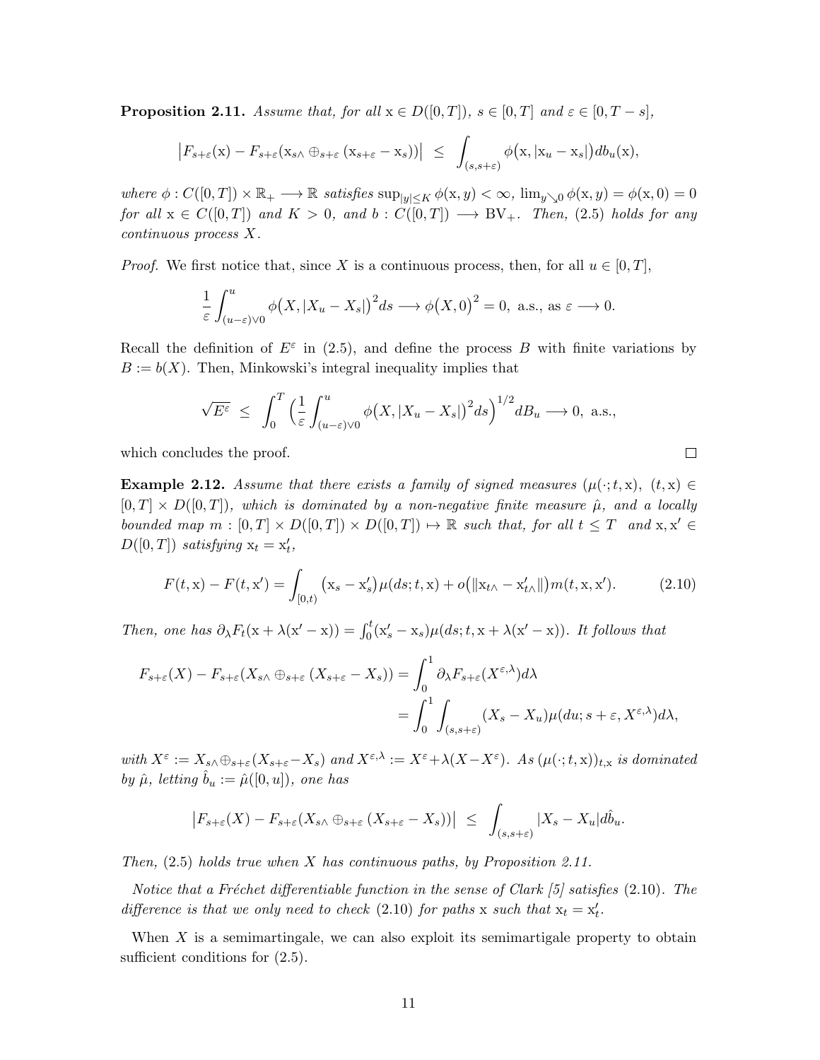**Proposition 2.11.** *Assume that, for all* $\mathrm{x} \in D([0,T])$*,* $s \in [0,T]$ *and* $\varepsilon \in [0, T-s]$*,*

$$
\big|F_{s+\varepsilon}(\mathrm{x}) - F_{s+\varepsilon}(\mathrm{x}_{s\wedge} \oplus_{s+\varepsilon} (\mathrm{x}_{s+\varepsilon} - \mathrm{x}_s))\big| \;\le\; \int_{(s,s+\varepsilon)} \phi\big(\mathrm{x}, |\mathrm{x}_u - \mathrm{x}_s|\big) db_u(\mathrm{x}),
$$

*where* $\phi : C([0,T]) \times \mathbb{R}_+ \longrightarrow \mathbb{R}$ *satisfies* $\sup_{|y|\le K} \phi(\mathrm{x}, y) < \infty$*,* $\lim_{y \searrow 0} \phi(\mathrm{x}, y) = \phi(\mathrm{x}, 0) = 0$ *for all* $\mathrm{x} \in C([0,T])$ *and* $K > 0$*, and* $b : C([0,T]) \longrightarrow \mathrm{BV}_+$*. Then, (2.5) holds for any continuous process* $X$*.*

*Proof.* We first notice that, since $X$ is a continuous process, then, for all $u \in [0,T]$,

$$
\frac{1}{\varepsilon} \int_{(u-\varepsilon)\vee 0}^{u} \phi\big(X, |X_u - X_s|\big)^2 ds \longrightarrow \phi\big(X, 0\big)^2 = 0, \text{ a.s., as } \varepsilon \longrightarrow 0.
$$

Recall the definition of $E^\varepsilon$ in (2.5), and define the process $B$ with finite variations by $B := b(X)$. Then, Minkowski's integral inequality implies that

$$
\sqrt{E^\varepsilon} \;\le\; \int_0^T \Big(\frac{1}{\varepsilon} \int_{(u-\varepsilon)\vee 0}^{u} \phi\big(X, |X_u - X_s|\big)^2 ds\Big)^{1/2} dB_u \longrightarrow 0, \text{ a.s.},
$$

which concludes the proof. $\square$

**Example 2.12.** *Assume that there exists a family of signed measures* $(\mu(\cdot; t, \mathrm{x}),\ (t, \mathrm{x}) \in [0,T] \times D([0,T])$*, which is dominated by a non-negative finite measure* $\hat{\mu}$*, and a locally bounded map* $m : [0,T] \times D([0,T]) \times D([0,T]) \mapsto \mathbb{R}$ *such that, for all* $t \le T$ *and* $\mathrm{x}, \mathrm{x}' \in D([0,T])$ *satisfying* $\mathrm{x}_t = \mathrm{x}'_t$*,*

$$
F(t, \mathrm{x}) - F(t, \mathrm{x}') = \int_{[0,t)} \big(\mathrm{x}_s - \mathrm{x}'_s\big) \mu(ds; t, \mathrm{x}) + o\big(\|\mathrm{x}_{t\wedge} - \mathrm{x}'_{t\wedge}\|\big) m(t, \mathrm{x}, \mathrm{x}'). \tag{2.10}
$$

*Then, one has* $\partial_\lambda F_t(\mathrm{x} + \lambda(\mathrm{x}' - \mathrm{x})) = \int_0^t (\mathrm{x}'_s - \mathrm{x}_s) \mu(ds; t, \mathrm{x} + \lambda(\mathrm{x}' - \mathrm{x}))$*. It follows that*

$$
\begin{aligned}
F_{s+\varepsilon}(X) - F_{s+\varepsilon}(X_{s\wedge} \oplus_{s+\varepsilon} (X_{s+\varepsilon} - X_s)) &= \int_0^1 \partial_\lambda F_{s+\varepsilon}(X^{\varepsilon,\lambda}) d\lambda \\
&= \int_0^1 \int_{(s,s+\varepsilon)} (X_s - X_u) \mu(du; s+\varepsilon, X^{\varepsilon,\lambda}) d\lambda,
\end{aligned}
$$

*with* $X^\varepsilon := X_{s\wedge} \oplus_{s+\varepsilon} (X_{s+\varepsilon} - X_s)$ *and* $X^{\varepsilon,\lambda} := X^\varepsilon + \lambda(X - X^\varepsilon)$*. As* $(\mu(\cdot; t, \mathrm{x}))_{t,\mathrm{x}}$ *is dominated by* $\hat{\mu}$*, letting* $\hat{b}_u := \hat{\mu}([0,u])$*, one has*

$$
\big|F_{s+\varepsilon}(X) - F_{s+\varepsilon}(X_{s\wedge} \oplus_{s+\varepsilon} (X_{s+\varepsilon} - X_s))\big| \;\le\; \int_{(s,s+\varepsilon)} |X_s - X_u| d\hat{b}_u.
$$

*Then, (2.5) holds true when* $X$ *has continuous paths, by Proposition 2.11.*

*Notice that a Fréchet differentiable function in the sense of Clark [5] satisfies (2.10). The difference is that we only need to check (2.10) for paths* $\mathrm{x}$ *such that* $\mathrm{x}_t = \mathrm{x}'_t$*.*

When $X$ is a semimartingale, we can also exploit its semimartigale property to obtain sufficient conditions for (2.5).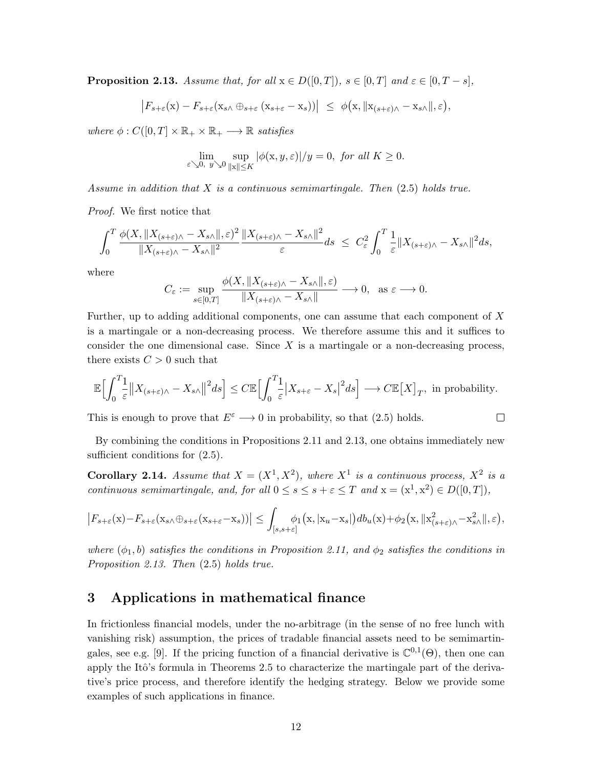**Proposition 2.13.** *Assume that, for all* $\mathrm{x} \in D([0,T])$*,* $s \in [0,T]$ *and* $\varepsilon \in [0, T-s]$*,*

$$
\big|F_{s+\varepsilon}(\mathrm{x}) - F_{s+\varepsilon}(\mathrm{x}_{s\wedge} \oplus_{s+\varepsilon} (\mathrm{x}_{s+\varepsilon} - \mathrm{x}_s))\big| \;\le\; \phi\big(\mathrm{x}, \|\mathrm{x}_{(s+\varepsilon)\wedge} - \mathrm{x}_{s\wedge}\|, \varepsilon\big),
$$

*where* $\phi : C([0,T] \times \mathbb{R}_+ \times \mathbb{R}_+ \longrightarrow \mathbb{R}$ *satisfies*

$$
\lim_{\varepsilon \searrow 0,\ y \searrow 0} \sup_{\|\mathrm{x}\| \le K} |\phi(\mathrm{x}, y, \varepsilon)|/y = 0, \text{ for all } K \ge 0.
$$

*Assume in addition that* $X$ *is a continuous semimartingale. Then* (2.5) *holds true.*

*Proof.* We first notice that

$$
\int_0^T \frac{\phi(X, \|X_{(s+\varepsilon)\wedge} - X_{s\wedge}\|, \varepsilon)^2}{\|X_{(s+\varepsilon)\wedge} - X_{s\wedge}\|^2} \frac{\|X_{(s+\varepsilon)\wedge} - X_{s\wedge}\|^2}{\varepsilon} ds \;\le\; C_\varepsilon^2 \int_0^T \frac{1}{\varepsilon} \|X_{(s+\varepsilon)\wedge} - X_{s\wedge}\|^2 ds,
$$

where

$$
C_\varepsilon := \sup_{s \in [0,T]} \frac{\phi(X, \|X_{(s+\varepsilon)\wedge} - X_{s\wedge}\|, \varepsilon)}{\|X_{(s+\varepsilon)\wedge} - X_{s\wedge}\|} \longrightarrow 0, \quad \text{as } \varepsilon \longrightarrow 0.
$$

Further, up to adding additional components, one can assume that each component of $X$ is a martingale or a non-decreasing process. We therefore assume this and it suffices to consider the one dimensional case. Since $X$ is a martingale or a non-decreasing process, there exists $C > 0$ such that

$$
\mathbb{E}\Big[\int_0^T \frac{1}{\varepsilon} \big\|X_{(s+\varepsilon)\wedge} - X_{s\wedge}\big\|^2 ds\Big] \le C\mathbb{E}\Big[\int_0^T \frac{1}{\varepsilon} \big|X_{s+\varepsilon} - X_s\big|^2 ds\Big] \longrightarrow C\mathbb{E}\big[X\big]_T, \text{ in probability.}
$$

This is enough to prove that $E^\varepsilon \longrightarrow 0$ in probability, so that (2.5) holds. $\square$

By combining the conditions in Propositions 2.11 and 2.13, one obtains immediately new sufficient conditions for (2.5).

**Corollary 2.14.** *Assume that* $X = (X^1, X^2)$*, where* $X^1$ *is a continuous process,* $X^2$ *is a continuous semimartingale, and, for all* $0 \le s \le s+\varepsilon \le T$ *and* $\mathrm{x} = (\mathrm{x}^1, \mathrm{x}^2) \in D([0,T])$*,*

$$
\big|F_{s+\varepsilon}(\mathrm{x}) - F_{s+\varepsilon}(\mathrm{x}_{s\wedge} \oplus_{s+\varepsilon} (\mathrm{x}_{s+\varepsilon} - \mathrm{x}_s))\big| \le \int_{[s, s+\varepsilon]} \phi_1\big(\mathrm{x}, |\mathrm{x}_u - \mathrm{x}_s|\big) db_u(\mathrm{x}) + \phi_2\big(\mathrm{x}, \|\mathrm{x}^2_{(s+\varepsilon)\wedge} - \mathrm{x}^2_{s\wedge}\|, \varepsilon\big),
$$

*where* $(\phi_1, b)$ *satisfies the conditions in Proposition 2.11, and* $\phi_2$ *satisfies the conditions in Proposition 2.13. Then* (2.5) *holds true.*

# 3 Applications in mathematical finance

In frictionless financial models, under the no-arbitrage (in the sense of no free lunch with vanishing risk) assumption, the prices of tradable financial assets need to be semimartingales, see e.g. [9]. If the pricing function of a financial derivative is $\mathbb{C}^{0,1}(\Theta)$, then one can apply the Itô's formula in Theorems 2.5 to characterize the martingale part of the derivative's price process, and therefore identify the hedging strategy. Below we provide some examples of such applications in finance.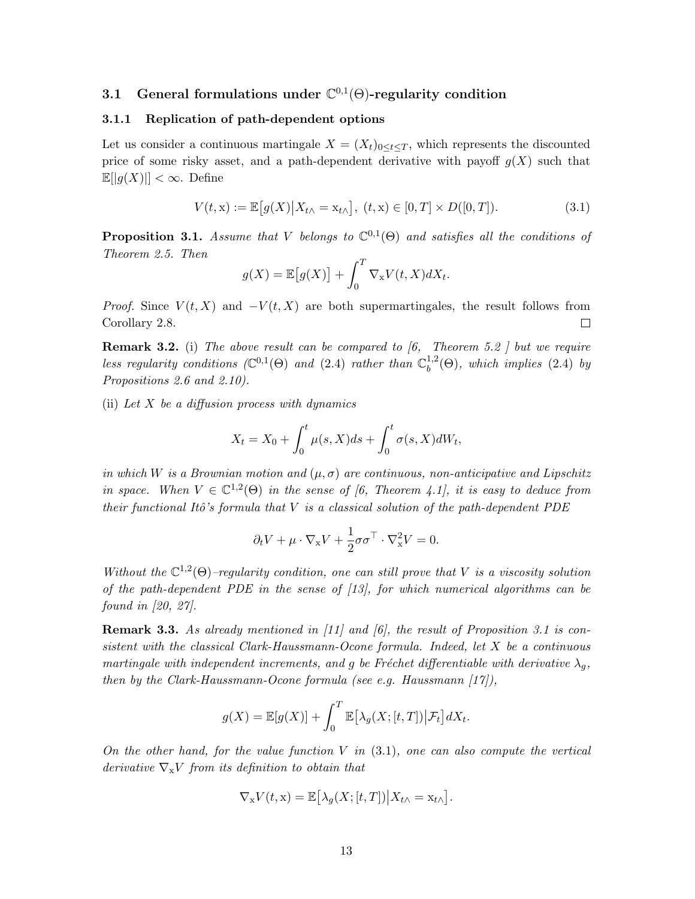### 3.1 General formulations under $\mathbb{C}^{0,1}(\Theta)$-regularity condition

#### 3.1.1 Replication of path-dependent options

Let us consider a continuous martingale $X = (X_t)_{0 \le t \le T}$, which represents the discounted price of some risky asset, and a path-dependent derivative with payoff $g(X)$ such that $\mathbb{E}[|g(X)|] < \infty$. Define

$$V(t, \mathrm{x}) := \mathbb{E}\big[g(X) \big| X_{t\wedge} = \mathrm{x}_{t\wedge}\big], \ (t, \mathrm{x}) \in [0, T] \times D([0, T]). \tag{3.1}$$

**Proposition 3.1.** *Assume that $V$ belongs to $\mathbb{C}^{0,1}(\Theta)$ and satisfies all the conditions of Theorem 2.5. Then*

$$g(X) = \mathbb{E}\big[g(X)\big] + \int_0^T \nabla_{\mathrm{x}} V(t, X) dX_t.$$

*Proof.* Since $V(t, X)$ and $-V(t, X)$ are both supermartingales, the result follows from Corollary 2.8. $\square$

**Remark 3.2.** (i) *The above result can be compared to [6, Theorem 5.2] but we require less regularity conditions ($\mathbb{C}^{0,1}(\Theta)$ and (2.4) rather than $\mathbb{C}_b^{1,2}(\Theta)$, which implies (2.4) by Propositions 2.6 and 2.10).*

(ii) *Let $X$ be a diffusion process with dynamics*

$$X_t = X_0 + \int_0^t \mu(s, X) ds + \int_0^t \sigma(s, X) dW_t,$$

*in which $W$ is a Brownian motion and $(\mu, \sigma)$ are continuous, non-anticipative and Lipschitz in space. When $V \in \mathbb{C}^{1,2}(\Theta)$ in the sense of [6, Theorem 4.1], it is easy to deduce from their functional Itô's formula that $V$ is a classical solution of the path-dependent PDE*

$$\partial_t V + \mu \cdot \nabla_{\mathrm{x}} V + \frac{1}{2} \sigma\sigma^\top \cdot \nabla_{\mathrm{x}}^2 V = 0.$$

*Without the $\mathbb{C}^{1,2}(\Theta)$–regularity condition, one can still prove that $V$ is a viscosity solution of the path-dependent PDE in the sense of [13], for which numerical algorithms can be found in [20, 27].*

**Remark 3.3.** *As already mentioned in [11] and [6], the result of Proposition 3.1 is consistent with the classical Clark-Haussmann-Ocone formula. Indeed, let $X$ be a continuous martingale with independent increments, and $g$ be Fréchet differentiable with derivative $\lambda_g$, then by the Clark-Haussmann-Ocone formula (see e.g. Haussmann [17]),*

$$g(X) = \mathbb{E}[g(X)] + \int_0^T \mathbb{E}\big[\lambda_g(X; [t, T]) \big| \mathcal{F}_t\big] dX_t.$$

*On the other hand, for the value function $V$ in (3.1), one can also compute the vertical derivative $\nabla_{\mathrm{x}} V$ from its definition to obtain that*

$$\nabla_{\mathrm{x}} V(t, \mathrm{x}) = \mathbb{E}\big[\lambda_g(X; [t, T]) \big| X_{t\wedge} = \mathrm{x}_{t\wedge}\big].$$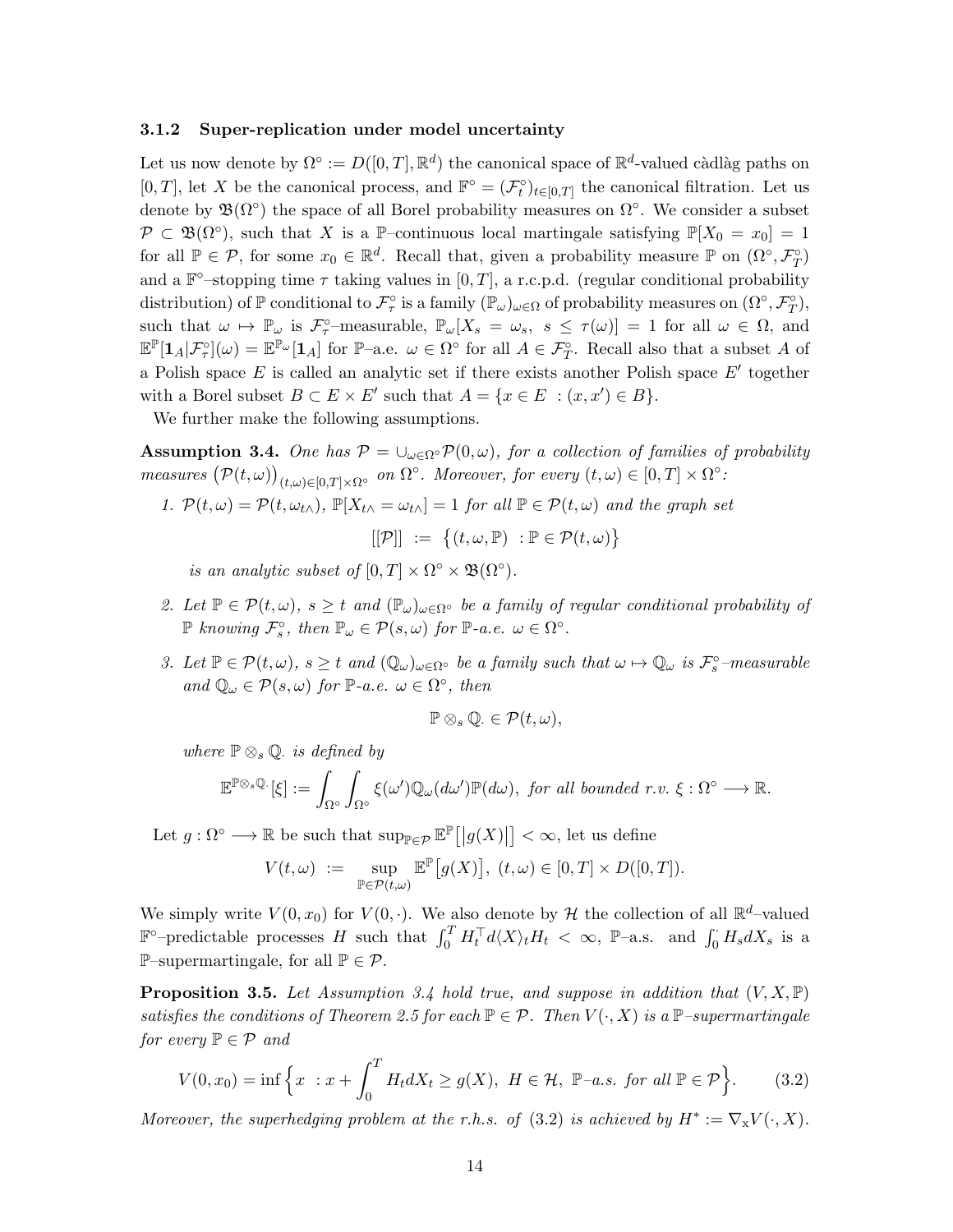### 3.1.2 Super-replication under model uncertainty

Let us now denote by $\Omega^\circ := D([0,T], \mathbb{R}^d)$ the canonical space of $\mathbb{R}^d$-valued càdlàg paths on $[0,T]$, let $X$ be the canonical process, and $\mathbb{F}^\circ = (\mathcal{F}_t^\circ)_{t\in[0,T]}$ the canonical filtration. Let us denote by $\mathfrak{B}(\Omega^\circ)$ the space of all Borel probability measures on $\Omega^\circ$. We consider a subset $\mathcal{P} \subset \mathfrak{B}(\Omega^\circ)$, such that $X$ is a $\mathbb{P}$–continuous local martingale satisfying $\mathbb{P}[X_0 = x_0] = 1$ for all $\mathbb{P} \in \mathcal{P}$, for some $x_0 \in \mathbb{R}^d$. Recall that, given a probability measure $\mathbb{P}$ on $(\Omega^\circ, \mathcal{F}_T^\circ)$ and a $\mathbb{F}^\circ$–stopping time $\tau$ taking values in $[0,T]$, a r.c.p.d. (regular conditional probability distribution) of $\mathbb{P}$ conditional to $\mathcal{F}_\tau^\circ$ is a family $(\mathbb{P}_\omega)_{\omega\in\Omega}$ of probability measures on $(\Omega^\circ, \mathcal{F}_T^\circ)$, such that $\omega \mapsto \mathbb{P}_\omega$ is $\mathcal{F}_\tau^\circ$–measurable, $\mathbb{P}_\omega[X_s = \omega_s, \ s \le \tau(\omega)] = 1$ for all $\omega \in \Omega$, and $\mathbb{E}^{\mathbb{P}}[\mathbf{1}_A | \mathcal{F}_\tau^\circ](\omega) = \mathbb{E}^{\mathbb{P}_\omega}[\mathbf{1}_A]$ for $\mathbb{P}$–a.e. $\omega \in \Omega^\circ$ for all $A \in \mathcal{F}_T^\circ$. Recall also that a subset $A$ of a Polish space $E$ is called an analytic set if there exists another Polish space $E'$ together with a Borel subset $B \subset E \times E'$ such that $A = \{x \in E \ : (x, x') \in B\}$.

We further make the following assumptions.

**Assumption 3.4.** *One has $\mathcal{P} = \cup_{\omega\in\Omega^\circ} \mathcal{P}(0,\omega)$, for a collection of families of probability measures $\big(\mathcal{P}(t,\omega)\big)_{(t,\omega)\in[0,T]\times\Omega^\circ}$ on $\Omega^\circ$. Moreover, for every $(t,\omega) \in [0,T] \times \Omega^\circ$:*

1. *$\mathcal{P}(t,\omega) = \mathcal{P}(t, \omega_{t\wedge})$, $\mathbb{P}[X_{t\wedge} = \omega_{t\wedge}] = 1$ for all $\mathbb{P} \in \mathcal{P}(t,\omega)$ and the graph set*
$$[[\mathcal{P}]] \ := \ \big\{(t,\omega,\mathbb{P}) \ : \mathbb{P} \in \mathcal{P}(t,\omega)\big\}$$
*is an analytic subset of $[0,T] \times \Omega^\circ \times \mathfrak{B}(\Omega^\circ)$.*

2. *Let $\mathbb{P} \in \mathcal{P}(t,\omega)$, $s \ge t$ and $(\mathbb{P}_\omega)_{\omega\in\Omega^\circ}$ be a family of regular conditional probability of $\mathbb{P}$ knowing $\mathcal{F}_s^\circ$, then $\mathbb{P}_\omega \in \mathcal{P}(s,\omega)$ for $\mathbb{P}$-a.e. $\omega \in \Omega^\circ$.*

3. *Let $\mathbb{P} \in \mathcal{P}(t,\omega)$, $s \ge t$ and $(\mathbb{Q}_\omega)_{\omega\in\Omega^\circ}$ be a family such that $\omega \mapsto \mathbb{Q}_\omega$ is $\mathcal{F}_s^\circ$–measurable and $\mathbb{Q}_\omega \in \mathcal{P}(s,\omega)$ for $\mathbb{P}$-a.e. $\omega \in \Omega^\circ$, then*
$$\mathbb{P} \otimes_s \mathbb{Q}_\cdot \in \mathcal{P}(t,\omega),$$
*where $\mathbb{P} \otimes_s \mathbb{Q}_\cdot$ is defined by*
$$\mathbb{E}^{\mathbb{P}\otimes_s\mathbb{Q}_\cdot}[\xi] := \int_{\Omega^\circ}\int_{\Omega^\circ} \xi(\omega')\mathbb{Q}_\omega(d\omega')\mathbb{P}(d\omega), \ \text{for all bounded r.v. } \xi : \Omega^\circ \longrightarrow \mathbb{R}.$$

Let $g : \Omega^\circ \longrightarrow \mathbb{R}$ be such that $\sup_{\mathbb{P}\in\mathcal{P}} \mathbb{E}^{\mathbb{P}}\big[|g(X)|\big] < \infty$, let us define

$$V(t,\omega) \ := \ \sup_{\mathbb{P}\in\mathcal{P}(t,\omega)} \mathbb{E}^{\mathbb{P}}\big[g(X)\big], \ (t,\omega) \in [0,T] \times D([0,T]).$$

We simply write $V(0,x_0)$ for $V(0,\cdot)$. We also denote by $\mathcal{H}$ the collection of all $\mathbb{R}^d$–valued $\mathbb{F}^\circ$–predictable processes $H$ such that $\int_0^T H_t^\top d\langle X\rangle_t H_t < \infty$, $\mathbb{P}$–a.s. and $\int_0^\cdot H_s dX_s$ is a $\mathbb{P}$–supermartingale, for all $\mathbb{P} \in \mathcal{P}$.

**Proposition 3.5.** *Let Assumption 3.4 hold true, and suppose in addition that $(V, X, \mathbb{P})$ satisfies the conditions of Theorem 2.5 for each $\mathbb{P} \in \mathcal{P}$. Then $V(\cdot, X)$ is a $\mathbb{P}$–supermartingale for every $\mathbb{P} \in \mathcal{P}$ and*

$$V(0,x_0) = \inf\Big\{x \ : x + \int_0^T H_t dX_t \ge g(X), \ H \in \mathcal{H}, \ \mathbb{P}\text{–a.s. for all } \mathbb{P} \in \mathcal{P}\Big\}. \tag{3.2}$$

*Moreover, the superhedging problem at the r.h.s. of (3.2) is achieved by $H^* := \nabla_{\mathrm{x}} V(\cdot, X)$.*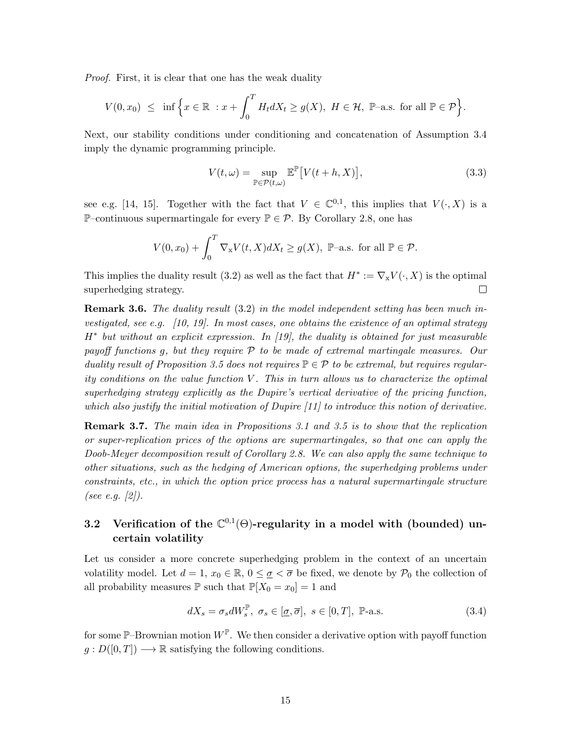*Proof.* First, it is clear that one has the weak duality

$$V(0, x_0) \;\le\; \inf\Big\{ x \in \mathbb{R} \;: x + \int_0^T H_t dX_t \ge g(X),\; H \in \mathcal{H},\; \mathbb{P}\text{–a.s. for all } \mathbb{P} \in \mathcal{P} \Big\}.$$

Next, our stability conditions under conditioning and concatenation of Assumption 3.4 imply the dynamic programming principle.

$$V(t, \omega) = \sup_{\mathbb{P} \in \mathcal{P}(t,\omega)} \mathbb{E}^{\mathbb{P}}\big[ V(t+h, X) \big], \tag{3.3}$$

see e.g. [14, 15]. Together with the fact that $V \in \mathbb{C}^{0,1}$, this implies that $V(\cdot, X)$ is a $\mathbb{P}$–continuous supermartingale for every $\mathbb{P} \in \mathcal{P}$. By Corollary 2.8, one has

$$V(0, x_0) + \int_0^T \nabla_{\mathrm{x}} V(t, X) dX_t \ge g(X),\; \mathbb{P}\text{–a.s. for all } \mathbb{P} \in \mathcal{P}.$$

This implies the duality result (3.2) as well as the fact that $H^* := \nabla_{\mathrm{x}} V(\cdot, X)$ is the optimal superhedging strategy. □

**Remark 3.6.** *The duality result* (3.2) *in the model independent setting has been much investigated, see e.g. [10, 19]. In most cases, one obtains the existence of an optimal strategy $H^*$ but without an explicit expression. In [19], the duality is obtained for just measurable payoff functions $g$, but they require $\mathcal{P}$ to be made of extremal martingale measures. Our duality result of Proposition 3.5 does not requires $\mathbb{P} \in \mathcal{P}$ to be extremal, but requires regularity conditions on the value function $V$. This in turn allows us to characterize the optimal superhedging strategy explicitly as the Dupire's vertical derivative of the pricing function, which also justify the initial motivation of Dupire [11] to introduce this notion of derivative.*

**Remark 3.7.** *The main idea in Propositions 3.1 and 3.5 is to show that the replication or super-replication prices of the options are supermartingales, so that one can apply the Doob-Meyer decomposition result of Corollary 2.8. We can also apply the same technique to other situations, such as the hedging of American options, the superhedging problems under constraints, etc., in which the option price process has a natural supermartingale structure (see e.g. [2]).*

### 3.2 Verification of the $\mathbb{C}^{0,1}(\Theta)$-regularity in a model with (bounded) uncertain volatility

Let us consider a more concrete superhedging problem in the context of an uncertain volatility model. Let $d = 1$, $x_0 \in \mathbb{R}$, $0 \le \underline{\sigma} < \overline{\sigma}$ be fixed, we denote by $\mathcal{P}_0$ the collection of all probability measures $\mathbb{P}$ such that $\mathbb{P}[X_0 = x_0] = 1$ and

$$dX_s = \sigma_s dW_s^{\mathbb{P}},\; \sigma_s \in [\underline{\sigma}, \overline{\sigma}],\; s \in [0, T],\; \mathbb{P}\text{-a.s.} \tag{3.4}$$

for some $\mathbb{P}$–Brownian motion $W^{\mathbb{P}}$. We then consider a derivative option with payoff function $g : D([0, T]) \longrightarrow \mathbb{R}$ satisfying the following conditions.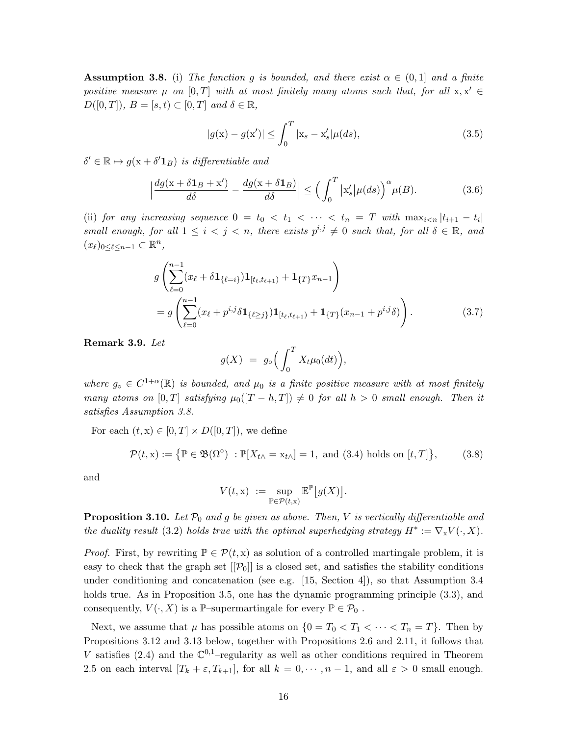**Assumption 3.8.** (i) *The function $g$ is bounded, and there exist $\alpha \in (0,1]$ and a finite positive measure $\mu$ on $[0,T]$ with at most finitely many atoms such that, for all $\mathrm{x}, \mathrm{x}' \in D([0,T])$, $B = [s,t) \subset [0,T]$ and $\delta \in \mathbb{R}$,*

$$|g(\mathrm{x}) - g(\mathrm{x}')| \leq \int_0^T |\mathrm{x}_s - \mathrm{x}'_s| \mu(ds), \tag{3.5}$$

*$\delta' \in \mathbb{R} \mapsto g(\mathrm{x} + \delta' \mathbf{1}_B)$ is differentiable and*

$$\Big| \frac{dg(\mathrm{x} + \delta \mathbf{1}_B + \mathrm{x}')}{d\delta} - \frac{dg(\mathrm{x} + \delta \mathbf{1}_B)}{d\delta} \Big| \leq \Big( \int_0^T \big|\mathrm{x}'_s\big| \mu(ds) \Big)^\alpha \mu(B). \tag{3.6}$$

(ii) *for any increasing sequence $0 = t_0 < t_1 < \cdots < t_n = T$ with $\max_{i<n} |t_{i+1} - t_i|$ small enough, for all $1 \leq i < j < n$, there exists $p^{i,j} \neq 0$ such that, for all $\delta \in \mathbb{R}$, and $(x_\ell)_{0 \leq \ell \leq n-1} \subset \mathbb{R}^n$,*

$$\begin{aligned} & g\left( \sum_{\ell=0}^{n-1} (x_\ell + \delta \mathbf{1}_{\{\ell = i\}}) \mathbf{1}_{[t_\ell, t_{\ell+1})} + \mathbf{1}_{\{T\}} x_{n-1} \right) \\ & \quad = g\left( \sum_{\ell=0}^{n-1} (x_\ell + p^{i,j} \delta \mathbf{1}_{\{\ell \geq j\}}) \mathbf{1}_{[t_\ell, t_{\ell+1})} + \mathbf{1}_{\{T\}} (x_{n-1} + p^{i,j} \delta) \right). \end{aligned} \tag{3.7}$$

**Remark 3.9.** *Let*

$$g(X) \;=\; g_\circ\Big( \int_0^T X_t \mu_0(dt) \Big),$$

*where $g_\circ \in C^{1+\alpha}(\mathbb{R})$ is bounded, and $\mu_0$ is a finite positive measure with at most finitely many atoms on $[0,T]$ satisfying $\mu_0([T-h,T]) \neq 0$ for all $h > 0$ small enough. Then it satisfies Assumption 3.8.*

For each $(t, \mathrm{x}) \in [0,T] \times D([0,T])$, we define

$$\mathcal{P}(t,\mathrm{x}) := \big\{ \mathbb{P} \in \mathfrak{B}(\Omega^\circ) \ : \mathbb{P}[X_{t\wedge} = \mathrm{x}_{t\wedge}] = 1, \text{ and (3.4) holds on } [t,T] \big\}, \tag{3.8}$$

and

$$V(t,\mathrm{x}) \;:=\; \sup_{\mathbb{P} \in \mathcal{P}(t,\mathrm{x})} \mathbb{E}^{\mathbb{P}}\big[g(X)\big].$$

**Proposition 3.10.** *Let $\mathcal{P}_0$ and $g$ be given as above. Then, $V$ is vertically differentiable and the duality result (3.2) holds true with the optimal superhedging strategy $H^* := \nabla_{\mathrm{x}} V(\cdot, X)$.*

*Proof.* First, by rewriting $\mathbb{P} \in \mathcal{P}(t,\mathrm{x})$ as solution of a controlled martingale problem, it is easy to check that the graph set $[[\mathcal{P}_0]]$ is a closed set, and satisfies the stability conditions under conditioning and concatenation (see e.g. [15, Section 4]), so that Assumption 3.4 holds true. As in Proposition 3.5, one has the dynamic programming principle (3.3), and consequently, $V(\cdot, X)$ is a $\mathbb{P}$–supermartingale for every $\mathbb{P} \in \mathcal{P}_0$ .

Next, we assume that $\mu$ has possible atoms on $\{0 = T_0 < T_1 < \cdots < T_n = T\}$. Then by Propositions 3.12 and 3.13 below, together with Propositions 2.6 and 2.11, it follows that $V$ satisfies (2.4) and the $\mathbb{C}^{0,1}$–regularity as well as other conditions required in Theorem 2.5 on each interval $[T_k + \varepsilon, T_{k+1}]$, for all $k = 0, \cdots, n-1$, and all $\varepsilon > 0$ small enough.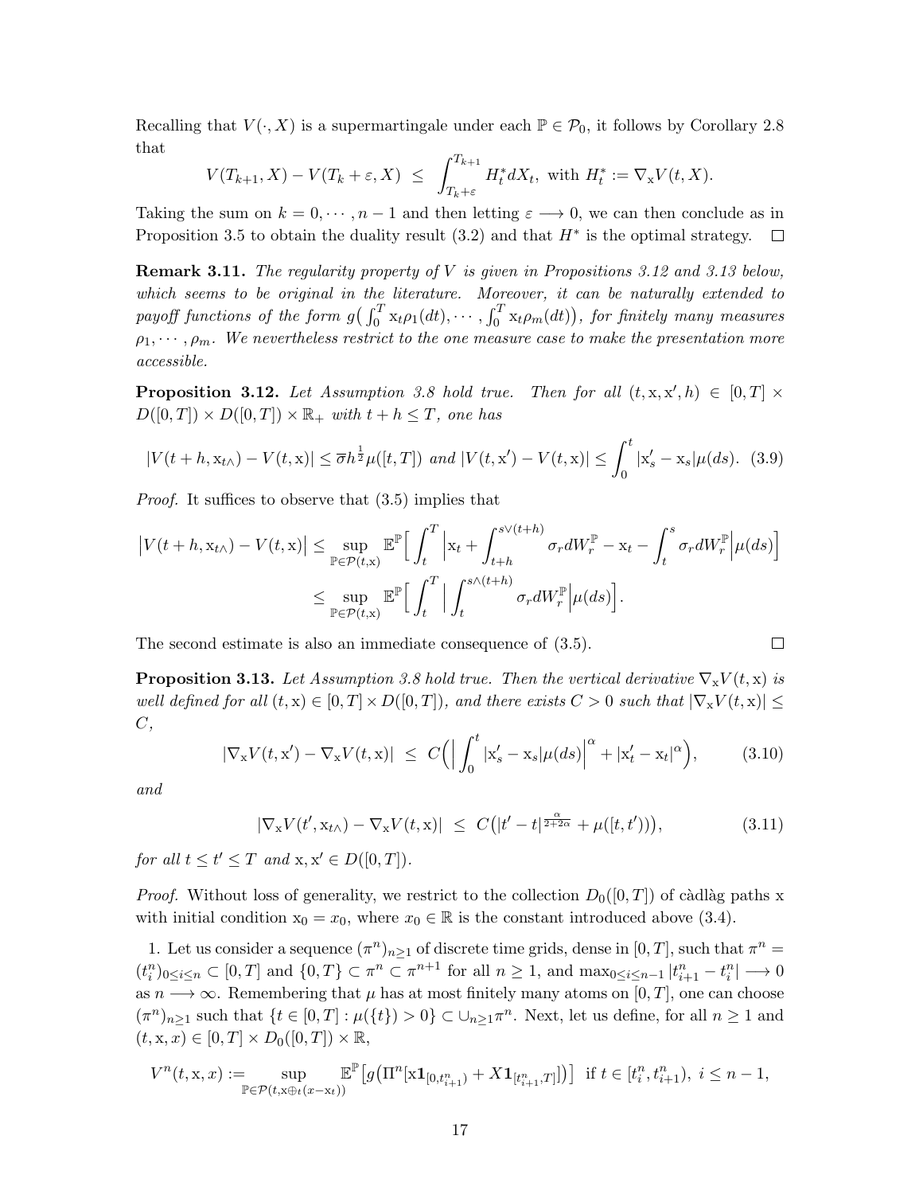Recalling that $V(\cdot, X)$ is a supermartingale under each $\mathbb{P} \in \mathcal{P}_0$, it follows by Corollary 2.8 that

$$V(T_{k+1}, X) - V(T_k + \varepsilon, X) \;\le\; \int_{T_k+\varepsilon}^{T_{k+1}} H^*_t dX_t, \text{ with } H^*_t := \nabla_{\mathrm{x}} V(t, X).$$

Taking the sum on $k = 0, \cdots, n-1$ and then letting $\varepsilon \longrightarrow 0$, we can then conclude as in Proposition 3.5 to obtain the duality result (3.2) and that $H^*$ is the optimal strategy. $\square$

**Remark 3.11.** *The regularity property of $V$ is given in Propositions 3.12 and 3.13 below, which seems to be original in the literature. Moreover, it can be naturally extended to payoff functions of the form $g\big(\int_0^T \mathrm{x}_t \rho_1(dt), \cdots, \int_0^T \mathrm{x}_t \rho_m(dt)\big)$, for finitely many measures $\rho_1, \cdots, \rho_m$. We nevertheless restrict to the one measure case to make the presentation more accessible.*

**Proposition 3.12.** *Let Assumption 3.8 hold true. Then for all $(t, \mathrm{x}, \mathrm{x}', h) \in [0,T] \times D([0,T]) \times D([0,T]) \times \mathbb{R}_+$ with $t + h \le T$, one has*

$$|V(t+h, \mathrm{x}_{t\wedge}) - V(t, \mathrm{x})| \le \overline{\sigma} h^{\frac{1}{2}} \mu([t,T]) \text{ and } |V(t, \mathrm{x}') - V(t, \mathrm{x})| \le \int_0^t |\mathrm{x}'_s - \mathrm{x}_s| \mu(ds). \quad (3.9)$$

*Proof.* It suffices to observe that (3.5) implies that

$$\begin{aligned}
\big|V(t+h, \mathrm{x}_{t\wedge}) - V(t, \mathrm{x})\big| &\le \sup_{\mathbb{P} \in \mathcal{P}(t,\mathrm{x})} \mathbb{E}^{\mathbb{P}}\Big[\int_t^T \Big|\mathrm{x}_t + \int_{t+h}^{s\vee(t+h)} \sigma_r dW^{\mathbb{P}}_r - \mathrm{x}_t - \int_t^s \sigma_r dW^{\mathbb{P}}_r\Big| \mu(ds)\Big] \\
&\le \sup_{\mathbb{P} \in \mathcal{P}(t,\mathrm{x})} \mathbb{E}^{\mathbb{P}}\Big[\int_t^T \Big|\int_t^{s\wedge(t+h)} \sigma_r dW^{\mathbb{P}}_r\Big| \mu(ds)\Big].
\end{aligned}$$

The second estimate is also an immediate consequence of (3.5). $\square$

**Proposition 3.13.** *Let Assumption 3.8 hold true. Then the vertical derivative $\nabla_{\mathrm{x}} V(t, \mathrm{x})$ is well defined for all $(t, \mathrm{x}) \in [0,T] \times D([0,T])$, and there exists $C > 0$ such that $|\nabla_{\mathrm{x}} V(t, \mathrm{x})| \le C$,*

$$|\nabla_{\mathrm{x}} V(t, \mathrm{x}') - \nabla_{\mathrm{x}} V(t, \mathrm{x})| \;\le\; C\Big(\Big|\int_0^t |\mathrm{x}'_s - \mathrm{x}_s| \mu(ds)\Big|^{\alpha} + |\mathrm{x}'_t - \mathrm{x}_t|^{\alpha}\Big), \quad (3.10)$$

*and*

$$|\nabla_{\mathrm{x}} V(t', \mathrm{x}_{t\wedge}) - \nabla_{\mathrm{x}} V(t, \mathrm{x})| \;\le\; C\big(|t'-t|^{\frac{\alpha}{2+2\alpha}} + \mu([t,t'))\big), \quad (3.11)$$

*for all $t \le t' \le T$ and $\mathrm{x}, \mathrm{x}' \in D([0,T])$.*

*Proof.* Without loss of generality, we restrict to the collection $D_0([0,T])$ of càdlàg paths x with initial condition $\mathrm{x}_0 = x_0$, where $x_0 \in \mathbb{R}$ is the constant introduced above (3.4).

1. Let us consider a sequence $(\pi^n)_{n\ge1}$ of discrete time grids, dense in $[0,T]$, such that $\pi^n = (t^n_i)_{0\le i\le n} \subset [0,T]$ and $\{0, T\} \subset \pi^n \subset \pi^{n+1}$ for all $n \ge 1$, and $\max_{0\le i\le n-1} |t^n_{i+1} - t^n_i| \longrightarrow 0$ as $n \longrightarrow \infty$. Remembering that $\mu$ has at most finitely many atoms on $[0,T]$, one can choose $(\pi^n)_{n\ge1}$ such that $\{t \in [0,T] : \mu(\{t\}) > 0\} \subset \cup_{n\ge1} \pi^n$. Next, let us define, for all $n \ge 1$ and $(t, \mathrm{x}, x) \in [0,T] \times D_0([0,T]) \times \mathbb{R}$,

$$V^n(t, \mathrm{x}, x) := \sup_{\mathbb{P} \in \mathcal{P}(t, \mathrm{x} \oplus_t (x - \mathrm{x}_t))} \mathbb{E}^{\mathbb{P}}\big[g\big(\Pi^n[\mathrm{x}\mathbf{1}_{[0,t^n_{i+1})} + X\mathbf{1}_{[t^n_{i+1},T]}]\big)\big] \text{ if } t \in [t^n_i, t^n_{i+1}),\ i \le n-1,$$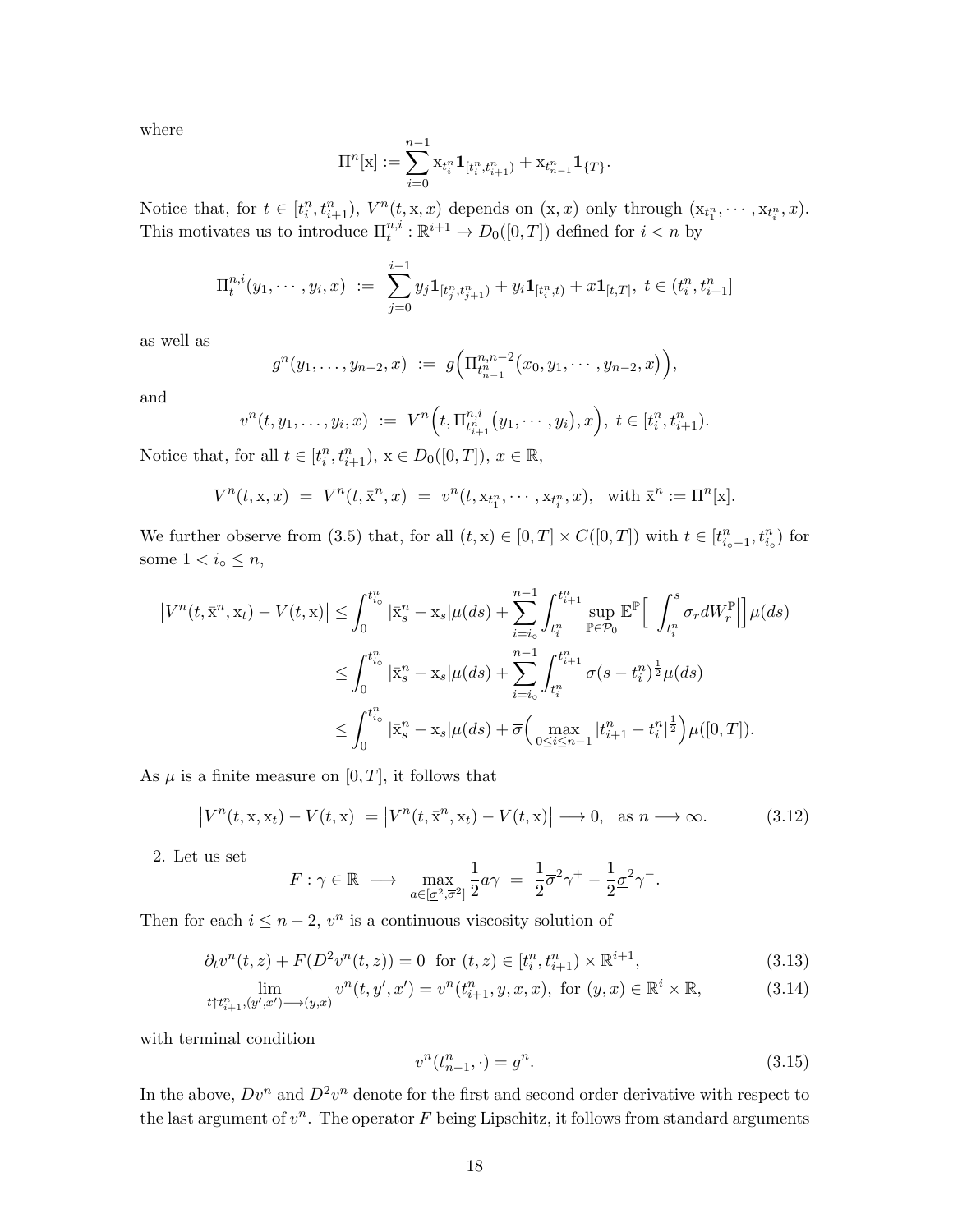where

$$\Pi^n[\mathrm{x}] := \sum_{i=0}^{n-1} \mathrm{x}_{t_i^n} \mathbf{1}_{[t_i^n, t_{i+1}^n)} + \mathrm{x}_{t_{n-1}^n} \mathbf{1}_{\{T\}}.$$

Notice that, for $t \in [t_i^n, t_{i+1}^n)$, $V^n(t, \mathrm{x}, x)$ depends on $(\mathrm{x}, x)$ only through $(\mathrm{x}_{t_1^n}, \cdots, \mathrm{x}_{t_i^n}, x)$. This motivates us to introduce $\Pi_t^{n,i} : \mathbb{R}^{i+1} \to D_0([0,T])$ defined for $i < n$ by

$$\Pi_t^{n,i}(y_1, \cdots, y_i, x) \; := \; \sum_{j=0}^{i-1} y_j \mathbf{1}_{[t_j^n, t_{j+1}^n)} + y_i \mathbf{1}_{[t_i^n, t)} + x \mathbf{1}_{[t,T]}, \; t \in (t_i^n, t_{i+1}^n]$$

as well as

$$g^n(y_1, \ldots, y_{n-2}, x) \; := \; g\Big(\Pi_{t_{n-1}^n}^{n,n-2}(x_0, y_1, \cdots, y_{n-2}, x)\Big),$$

and

$$v^n(t, y_1, \ldots, y_i, x) \; := \; V^n\Big(t, \Pi_{t_{i+1}^n}^{n,i}(y_1, \cdots, y_i), x\Big), \; t \in [t_i^n, t_{i+1}^n).$$

Notice that, for all $t \in [t_i^n, t_{i+1}^n)$, $\mathrm{x} \in D_0([0,T])$, $x \in \mathbb{R}$,

$$V^n(t, \mathrm{x}, x) \; = \; V^n(t, \bar{\mathrm{x}}^n, x) \; = \; v^n(t, \mathrm{x}_{t_1^n}, \cdots, \mathrm{x}_{t_i^n}, x), \quad \text{with } \bar{\mathrm{x}}^n := \Pi^n[\mathrm{x}].$$

We further observe from (3.5) that, for all $(t, \mathrm{x}) \in [0,T] \times C([0,T])$ with $t \in [t_{i_\circ - 1}^n, t_{i_\circ}^n)$ for some $1 < i_\circ \le n$,

$$\begin{aligned}
\big|V^n(t, \bar{\mathrm{x}}^n, \mathrm{x}_t) - V(t, \mathrm{x})\big| &\le \int_0^{t_{i_\circ}^n} |\bar{\mathrm{x}}_s^n - \mathrm{x}_s| \mu(ds) + \sum_{i=i_\circ}^{n-1} \int_{t_i^n}^{t_{i+1}^n} \sup_{\mathbb{P} \in \mathcal{P}_0} \mathbb{E}^{\mathbb{P}}\Big[\Big| \int_{t_i^n}^s \sigma_r dW_r^{\mathbb{P}} \Big|\Big] \mu(ds) \\
&\le \int_0^{t_{i_\circ}^n} |\bar{\mathrm{x}}_s^n - \mathrm{x}_s| \mu(ds) + \sum_{i=i_\circ}^{n-1} \int_{t_i^n}^{t_{i+1}^n} \overline{\sigma}(s - t_i^n)^{\frac{1}{2}} \mu(ds) \\
&\le \int_0^{t_{i_\circ}^n} |\bar{\mathrm{x}}_s^n - \mathrm{x}_s| \mu(ds) + \overline{\sigma}\Big(\max_{0 \le i \le n-1} |t_{i+1}^n - t_i^n|^{\frac{1}{2}}\Big) \mu([0,T]).
\end{aligned}$$

As $\mu$ is a finite measure on $[0,T]$, it follows that

$$\big|V^n(t, \mathrm{x}, \mathrm{x}_t) - V(t, \mathrm{x})\big| = \big|V^n(t, \bar{\mathrm{x}}^n, \mathrm{x}_t) - V(t, \mathrm{x})\big| \longrightarrow 0, \quad \text{as } n \longrightarrow \infty. \tag{3.12}$$

2. Let us set

$$F : \gamma \in \mathbb{R} \; \longmapsto \; \max_{a \in [\underline{\sigma}^2, \overline{\sigma}^2]} \frac{1}{2} a \gamma \; = \; \frac{1}{2} \overline{\sigma}^2 \gamma^+ - \frac{1}{2} \underline{\sigma}^2 \gamma^-.$$

Then for each $i \le n-2$, $v^n$ is a continuous viscosity solution of

$$\partial_t v^n(t, z) + F(D^2 v^n(t, z)) = 0 \;\text{ for } (t, z) \in [t_i^n, t_{i+1}^n) \times \mathbb{R}^{i+1}, \tag{3.13}$$

$$\lim_{t \uparrow t_{i+1}^n, (y', x') \longrightarrow (y, x)} v^n(t, y', x') = v^n(t_{i+1}^n, y, x, x), \;\text{ for } (y, x) \in \mathbb{R}^i \times \mathbb{R}, \tag{3.14}$$

with terminal condition

$$v^n(t_{n-1}^n, \cdot) = g^n. \tag{3.15}$$

In the above, $Dv^n$ and $D^2 v^n$ denote for the first and second order derivative with respect to the last argument of $v^n$. The operator $F$ being Lipschitz, it follows from standard arguments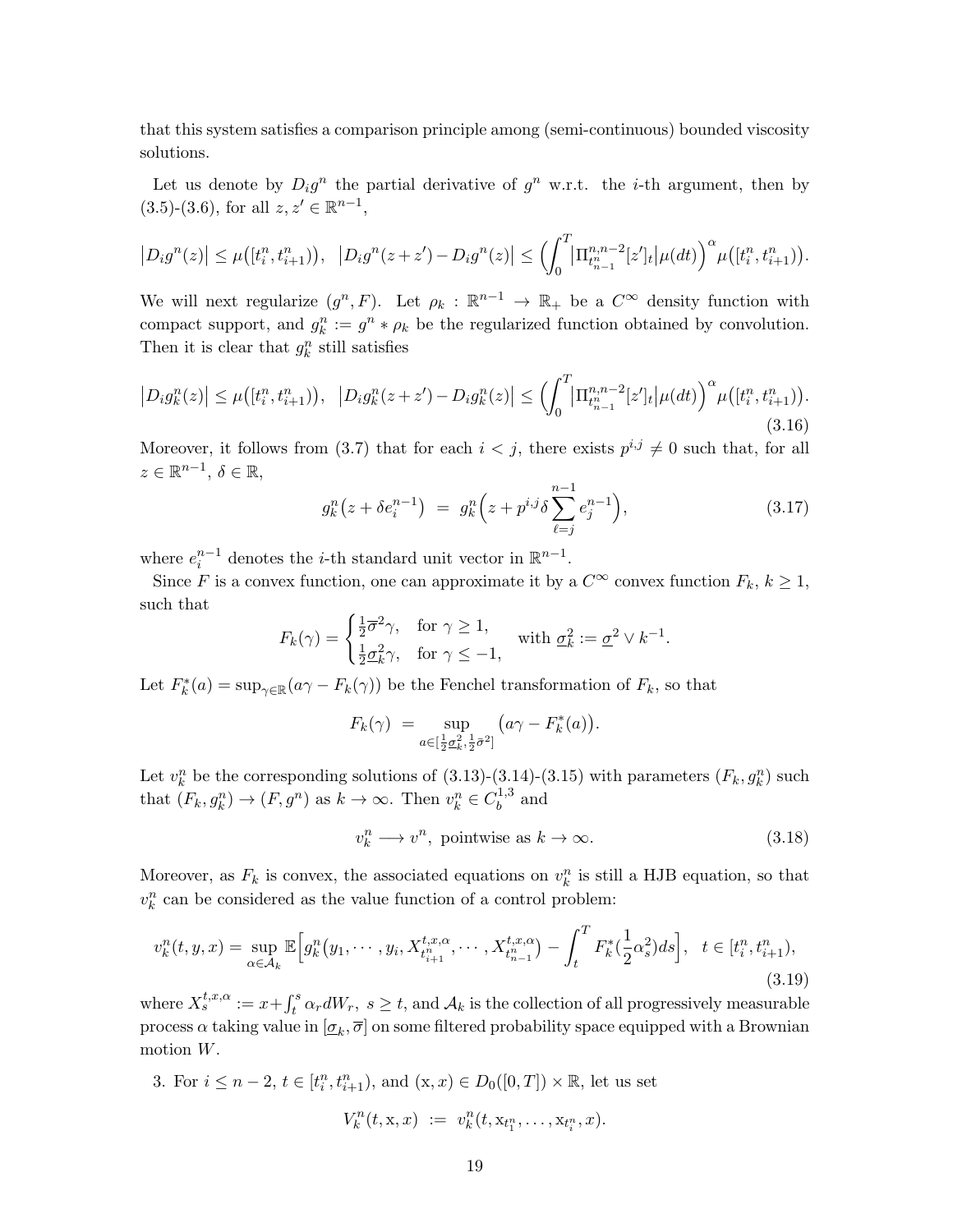that this system satisfies a comparison principle among (semi-continuous) bounded viscosity solutions.

Let us denote by $D_i g^n$ the partial derivative of $g^n$ w.r.t. the $i$-th argument, then by (3.5)-(3.6), for all $z, z' \in \mathbb{R}^{n-1}$,

$$
\big|D_i g^n(z)\big| \le \mu\big([t_i^n, t_{i+1}^n)\big), \quad \big|D_i g^n(z+z') - D_i g^n(z)\big| \le \Big(\int_0^T \big|\Pi^{n,n-2}_{t^n_{n-1}}[z']_t\big|\mu(dt)\Big)^\alpha \mu\big([t_i^n, t_{i+1}^n)\big).
$$

We will next regularize $(g^n, F)$. Let $\rho_k : \mathbb{R}^{n-1} \to \mathbb{R}_+$ be a $C^\infty$ density function with compact support, and $g^n_k := g^n * \rho_k$ be the regularized function obtained by convolution. Then it is clear that $g^n_k$ still satisfies

$$
\big|D_i g^n_k(z)\big| \le \mu\big([t_i^n, t_{i+1}^n)\big), \quad \big|D_i g^n_k(z+z') - D_i g^n_k(z)\big| \le \Big(\int_0^T \big|\Pi^{n,n-2}_{t^n_{n-1}}[z']_t\big|\mu(dt)\Big)^\alpha \mu\big([t_i^n, t_{i+1}^n)\big). \tag{3.16}
$$

Moreover, it follows from (3.7) that for each $i < j$, there exists $p^{i,j} \neq 0$ such that, for all $z \in \mathbb{R}^{n-1}$, $\delta \in \mathbb{R}$,

$$
g^n_k\big(z + \delta e^{n-1}_i\big) \;=\; g^n_k\Big(z + p^{i,j}\delta \sum_{\ell=j}^{n-1} e^{n-1}_j\Big), \tag{3.17}
$$

where $e^{n-1}_i$ denotes the $i$-th standard unit vector in $\mathbb{R}^{n-1}$.

Since $F$ is a convex function, one can approximate it by a $C^\infty$ convex function $F_k$, $k \ge 1$, such that

$$
F_k(\gamma) = \begin{cases} \frac{1}{2}\overline{\sigma}^2\gamma, & \text{for } \gamma \ge 1, \\ \frac{1}{2}\underline{\sigma}_k^2\gamma, & \text{for } \gamma \le -1, \end{cases} \quad \text{with } \underline{\sigma}_k^2 := \underline{\sigma}^2 \vee k^{-1}.
$$

Let $F^*_k(a) = \sup_{\gamma\in\mathbb{R}}(a\gamma - F_k(\gamma))$ be the Fenchel transformation of $F_k$, so that

$$
F_k(\gamma) \;=\; \sup_{a \in [\frac{1}{2}\underline{\sigma}_k^2, \frac{1}{2}\overline{\sigma}^2]} \big(a\gamma - F^*_k(a)\big).
$$

Let $v^n_k$ be the corresponding solutions of (3.13)-(3.14)-(3.15) with parameters $(F_k, g^n_k)$ such that $(F_k, g^n_k) \to (F, g^n)$ as $k \to \infty$. Then $v^n_k \in C^{1,3}_b$ and

$$
v^n_k \longrightarrow v^n, \text{ pointwise as } k \to \infty. \tag{3.18}
$$

Moreover, as $F_k$ is convex, the associated equations on $v^n_k$ is still a HJB equation, so that $v^n_k$ can be considered as the value function of a control problem:

$$
v^n_k(t,y,x) = \sup_{\alpha\in\mathcal{A}_k} \mathbb{E}\Big[g^n_k\big(y_1, \cdots, y_i, X^{t,x,\alpha}_{t^n_{i+1}}, \cdots, X^{t,x,\alpha}_{t^n_{n-1}}\big) - \int_t^T F^*_k\big(\frac{1}{2}\alpha_s^2\big)ds\Big], \quad t \in [t^n_i, t^n_{i+1}), \tag{3.19}
$$

where $X^{t,x,\alpha}_s := x + \int_t^s \alpha_r dW_r$, $s \ge t$, and $\mathcal{A}_k$ is the collection of all progressively measurable process $\alpha$ taking value in $[\underline{\sigma}_k, \overline{\sigma}]$ on some filtered probability space equipped with a Brownian motion $W$.

3. For $i \le n-2$, $t \in [t^n_i, t^n_{i+1})$, and $(\mathrm{x}, x) \in D_0([0,T]) \times \mathbb{R}$, let us set

$$
V^n_k(t, \mathrm{x}, x) \;:=\; v^n_k(t, \mathrm{x}_{t^n_1}, \ldots, \mathrm{x}_{t^n_i}, x).
$$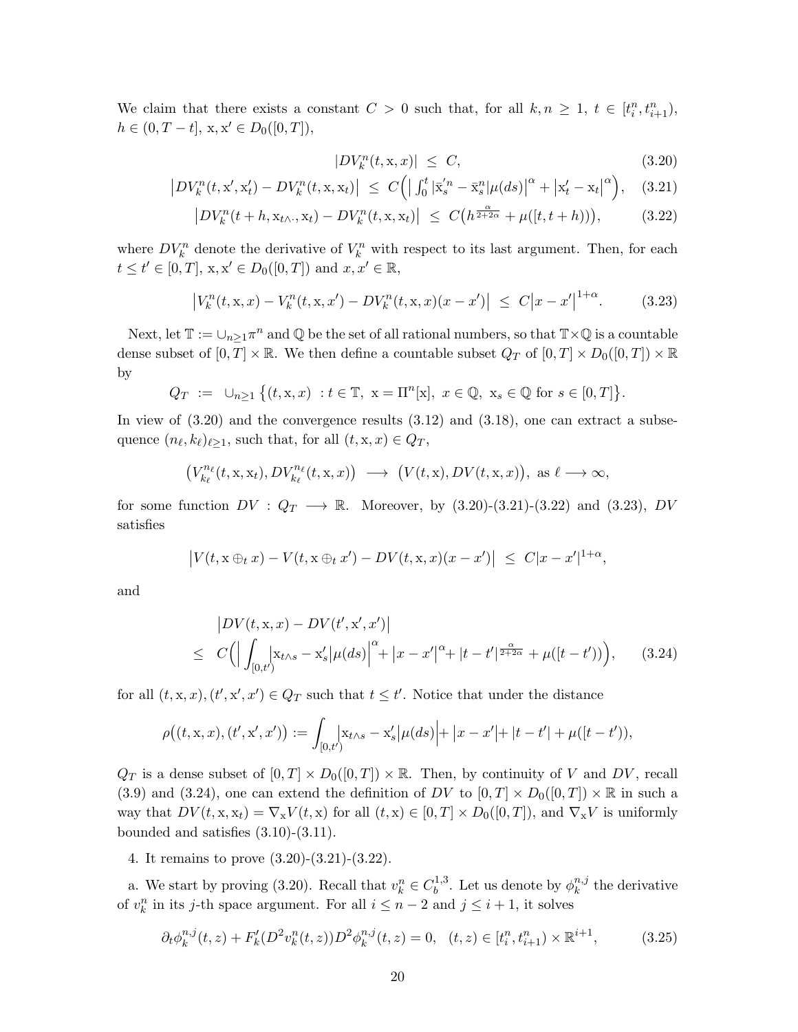We claim that there exists a constant $C > 0$ such that, for all $k, n \geq 1$, $t \in [t_i^n, t_{i+1}^n)$, $h \in (0, T-t]$, $\mathrm{x}, \mathrm{x}' \in D_0([0,T])$,

$$
|DV_k^n(t, \mathrm{x}, x)| \;\leq\; C, \tag{3.20}
$$

$$
\big|DV_k^n(t, \mathrm{x}', \mathrm{x}'_t) - DV_k^n(t, \mathrm{x}, \mathrm{x}_t)\big| \;\leq\; C\Big(\big|\int_0^t |\bar{\mathrm{x}}_s'^n - \bar{\mathrm{x}}_s^n| \mu(ds)\big|^\alpha + \big|\mathrm{x}'_t - \mathrm{x}_t\big|^\alpha\Big), \tag{3.21}
$$

$$
\big|DV_k^n(t+h, \mathrm{x}_{t\wedge\cdot}, \mathrm{x}_t) - DV_k^n(t, \mathrm{x}, \mathrm{x}_t)\big| \;\leq\; C\big(h^{\frac{\alpha}{2+2\alpha}} + \mu([t, t+h))\big), \tag{3.22}
$$

where $DV_k^n$ denote the derivative of $V_k^n$ with respect to its last argument. Then, for each $t \leq t' \in [0,T]$, $\mathrm{x}, \mathrm{x}' \in D_0([0,T])$ and $x, x' \in \mathbb{R}$,

$$
\big|V_k^n(t, \mathrm{x}, x) - V_k^n(t, \mathrm{x}, x') - DV_k^n(t, \mathrm{x}, x)(x - x')\big| \;\leq\; C\big|x - x'\big|^{1+\alpha}. \tag{3.23}
$$

Next, let $\mathbb{T} := \cup_{n\geq 1} \pi^n$ and $\mathbb{Q}$ be the set of all rational numbers, so that $\mathbb{T}\times\mathbb{Q}$ is a countable dense subset of $[0,T]\times\mathbb{R}$. We then define a countable subset $Q_T$ of $[0,T]\times D_0([0,T])\times\mathbb{R}$ by

$$
Q_T \;:=\; \cup_{n\geq 1}\big\{(t, \mathrm{x}, x) \;: t \in \mathbb{T},\; \mathrm{x} = \Pi^n[\mathrm{x}],\; x \in \mathbb{Q},\; \mathrm{x}_s \in \mathbb{Q} \text{ for } s \in [0,T]\big\}.
$$

In view of (3.20) and the convergence results (3.12) and (3.18), one can extract a subsequence $(n_\ell, k_\ell)_{\ell\geq 1}$, such that, for all $(t, \mathrm{x}, x) \in Q_T$,

$$
\big(V_{k_\ell}^{n_\ell}(t, \mathrm{x}, \mathrm{x}_t), DV_{k_\ell}^{n_\ell}(t, \mathrm{x}, x)\big) \;\longrightarrow\; \big(V(t, \mathrm{x}), DV(t, \mathrm{x}, x)\big), \text{ as } \ell \longrightarrow \infty,
$$

for some function $DV : Q_T \longrightarrow \mathbb{R}$. Moreover, by (3.20)-(3.21)-(3.22) and (3.23), $DV$ satisfies

$$
\big|V(t, \mathrm{x} \oplus_t x) - V(t, \mathrm{x} \oplus_t x') - DV(t, \mathrm{x}, x)(x - x')\big| \;\leq\; C|x - x'|^{1+\alpha},
$$

and

$$
\begin{aligned}
&\big|DV(t, \mathrm{x}, x) - DV(t', \mathrm{x}', x')\big| \\
\leq\;& C\Big(\Big|\int_{[0,t')} \big|\mathrm{x}_{t\wedge s} - \mathrm{x}'_s\big|\mu(ds)\Big|^\alpha + \big|x - x'\big|^\alpha + |t - t'|^{\frac{\alpha}{2+2\alpha}} + \mu([t - t'))\Big),
\end{aligned} \tag{3.24}
$$

for all $(t, \mathrm{x}, x), (t', \mathrm{x}', x') \in Q_T$ such that $t \leq t'$. Notice that under the distance

$$
\rho\big((t, \mathrm{x}, x), (t', \mathrm{x}', x')\big) := \int_{[0,t')} \big|\mathrm{x}_{t\wedge s} - \mathrm{x}'_s\big|\mu(ds)\Big| + \big|x - x'\big| + |t - t'| + \mu([t - t')),
$$

$Q_T$ is a dense subset of $[0,T]\times D_0([0,T])\times\mathbb{R}$. Then, by continuity of $V$ and $DV$, recall (3.9) and (3.24), one can extend the definition of $DV$ to $[0,T]\times D_0([0,T])\times\mathbb{R}$ in such a way that $DV(t, \mathrm{x}, \mathrm{x}_t) = \nabla_{\mathrm{x}} V(t, \mathrm{x})$ for all $(t, \mathrm{x}) \in [0,T]\times D_0([0,T])$, and $\nabla_{\mathrm{x}} V$ is uniformly bounded and satisfies (3.10)-(3.11).

4. It remains to prove (3.20)-(3.21)-(3.22).

a. We start by proving (3.20). Recall that $v_k^n \in C_b^{1,3}$. Let us denote by $\phi_k^{n,j}$ the derivative of $v_k^n$ in its $j$-th space argument. For all $i \leq n-2$ and $j \leq i+1$, it solves

$$
\partial_t \phi_k^{n,j}(t, z) + F_k'(D^2 v_k^n(t, z)) D^2 \phi_k^{n,j}(t, z) = 0, \quad (t, z) \in [t_i^n, t_{i+1}^n) \times \mathbb{R}^{i+1}, \tag{3.25}
$$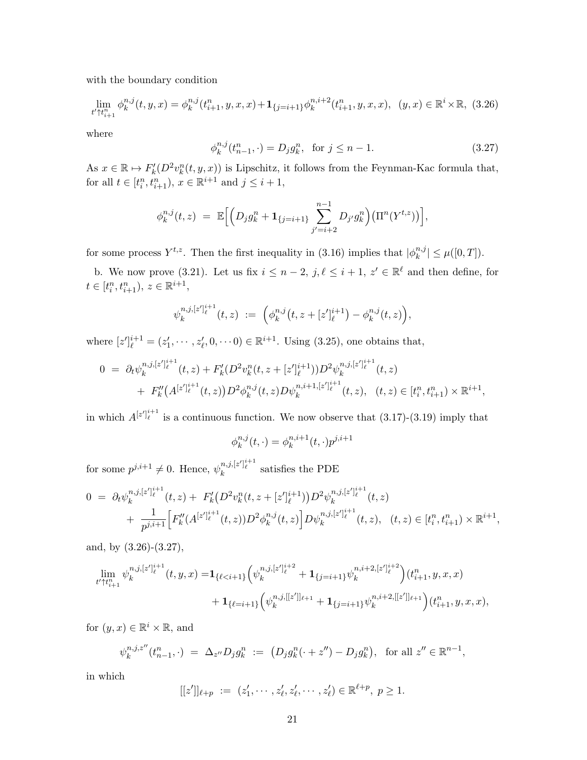with the boundary condition

$$\lim_{t'\uparrow t_{i+1}^n} \phi_k^{n,j}(t,y,x) = \phi_k^{n,j}(t_{i+1}^n,y,x,x) + \mathbf{1}_{\{j=i+1\}}\phi_k^{n,i+2}(t_{i+1}^n,y,x,x), \quad (y,x)\in\mathbb{R}^i\times\mathbb{R}, \tag{3.26}$$

where

$$\phi_k^{n,j}(t_{n-1}^n,\cdot) = D_j g_k^n, \quad \text{for } j \le n-1. \tag{3.27}$$

As $x\in\mathbb{R}\mapsto F_k'(D^2 v_k^n(t,y,x))$ is Lipschitz, it follows from the Feynman-Kac formula that, for all $t\in[t_i^n,t_{i+1}^n)$, $x\in\mathbb{R}^{i+1}$ and $j\le i+1$,

$$\phi_k^{n,j}(t,z) \;=\; \mathbb{E}\Big[\Big(D_j g_k^n + \mathbf{1}_{\{j=i+1\}}\sum_{j'=i+2}^{n-1} D_{j'} g_k^n\Big)\big(\Pi^n(Y^{t,z})\big)\Big],$$

for some process $Y^{t,z}$. Then the first inequality in (3.16) implies that $|\phi_k^{n,j}|\le \mu([0,T])$.

b. We now prove (3.21). Let us fix $i\le n-2$, $j,\ell\le i+1$, $z'\in\mathbb{R}^\ell$ and then define, for $t\in[t_i^n,t_{i+1}^n)$, $z\in\mathbb{R}^{i+1}$,

$$\psi_k^{n,j,[z']_\ell^{i+1}}(t,z) \;:=\; \Big(\phi_k^{n,j}\big(t,z+[z']_\ell^{i+1}\big)-\phi_k^{n,j}(t,z)\Big),$$

where $[z']_\ell^{i+1}=(z_1',\cdots,z_\ell',0,\cdots 0)\in\mathbb{R}^{i+1}$. Using (3.25), one obtains that,

$$\begin{aligned}
0 \;&=\; \partial_t\psi_k^{n,j,[z']_\ell^{i+1}}(t,z) + F_k'(D^2 v_k^n(t,z+[z']_\ell^{i+1}))D^2\psi_k^{n,j,[z']_\ell^{i+1}}(t,z)\\
&\quad+\; F_k''\big(A^{[z']_\ell^{i+1}}(t,z)\big)D^2\phi_k^{n,j}(t,z)D\psi_k^{n,i+1,[z']_\ell^{i+1}}(t,z), \quad (t,z)\in[t_i^n,t_{i+1}^n)\times\mathbb{R}^{i+1},
\end{aligned}$$

in which $A^{[z']_\ell^{i+1}}$ is a continuous function. We now observe that (3.17)-(3.19) imply that

$$\phi_k^{n,j}(t,\cdot) = \phi_k^{n,i+1}(t,\cdot)p^{j,i+1}$$

for some $p^{j,i+1}\neq 0$. Hence, $\psi_k^{n,j,[z']_\ell^{i+1}}$ satisfies the PDE

$$\begin{aligned}
0 \;&=\; \partial_t\psi_k^{n,j,[z']_\ell^{i+1}}(t,z) + \;F_k'\big(D^2 v_k^n(t,z+[z']_\ell^{i+1})\big)D^2\psi_k^{n,j,[z']_\ell^{i+1}}(t,z)\\
&\quad+\;\frac{1}{p^{j,i+1}}\Big[F_k''(A^{[z']_\ell^{i+1}}(t,z))D^2\phi_k^{n,j}(t,z)\Big]D\psi_k^{n,j,[z']_\ell^{i+1}}(t,z), \quad (t,z)\in[t_i^n,t_{i+1}^n)\times\mathbb{R}^{i+1},
\end{aligned}$$

and, by (3.26)-(3.27),

$$\begin{aligned}
\lim_{t'\uparrow t_{i+1}^n}\psi_k^{n,j,[z']_\ell^{i+1}}(t,y,x) =&\,\mathbf{1}_{\{\ell<i+1\}}\Big(\psi_k^{n,j,[z']_\ell^{i+2}}+\mathbf{1}_{\{j=i+1\}}\psi_k^{n,i+2,[z']_\ell^{i+2}}\Big)(t_{i+1}^n,y,x,x)\\
&+\mathbf{1}_{\{\ell=i+1\}}\Big(\psi_k^{n,j,[[z']]_{\ell+1}}+\mathbf{1}_{\{j=i+1\}}\psi_k^{n,i+2,[[z']]_{\ell+1}}\Big)(t_{i+1}^n,y,x,x),
\end{aligned}$$

for $(y,x)\in\mathbb{R}^i\times\mathbb{R}$, and

$$\psi_k^{n,j,z''}(t_{n-1}^n,\cdot) \;=\; \Delta_{z''}D_j g_k^n \;:=\; \big(D_j g_k^n(\cdot+z'')-D_j g_k^n\big), \quad \text{for all } z''\in\mathbb{R}^{n-1},$$

in which

$$[[z']]_{\ell+p} \;:=\; (z_1',\cdots,z_\ell',z_\ell',\cdots,z_\ell')\in\mathbb{R}^{\ell+p},\; p\ge 1.$$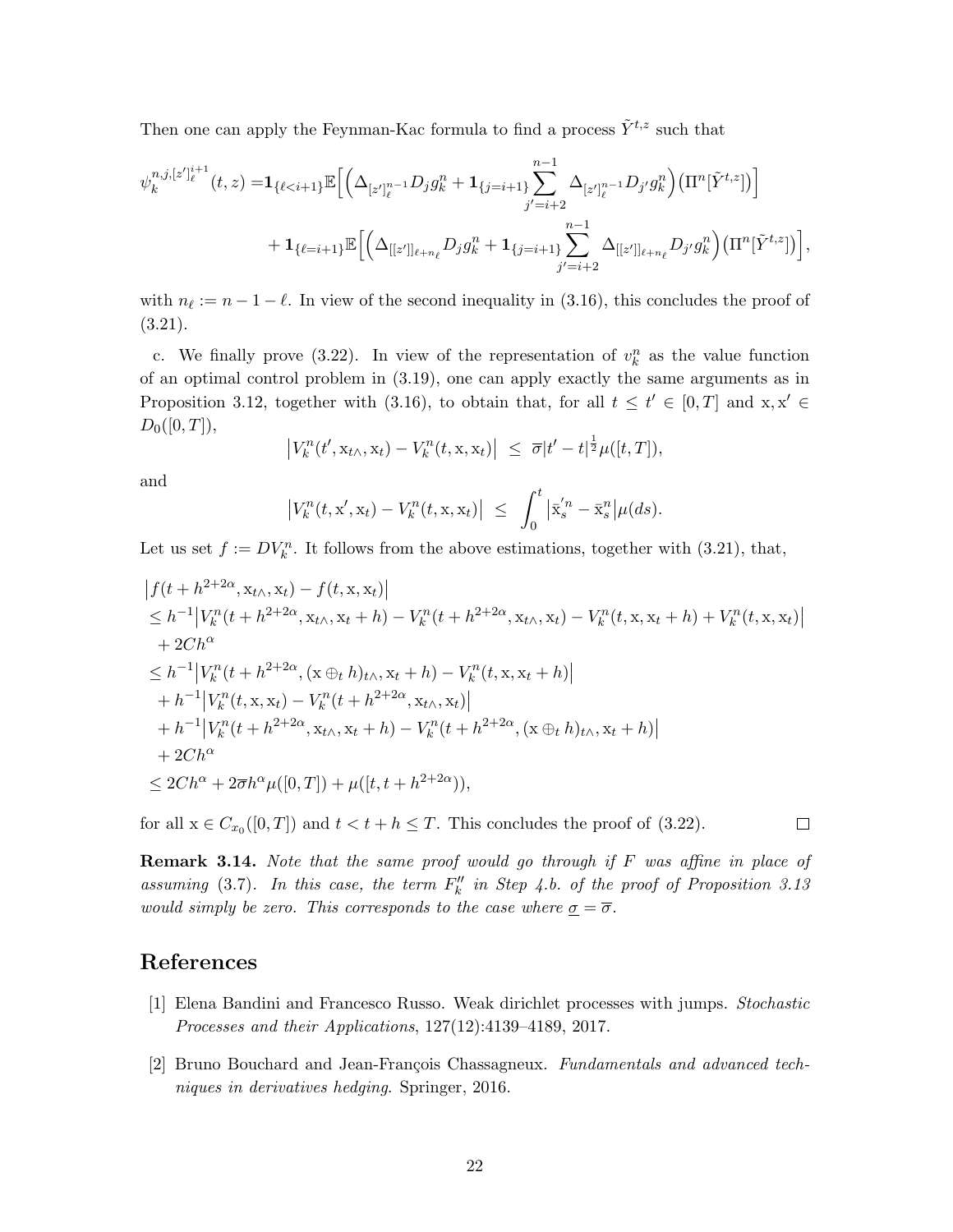Then one can apply the Feynman-Kac formula to find a process $\tilde{Y}^{t,z}$ such that

$$
\begin{aligned}
\psi_k^{n,j,[z']_\ell^{i+1}}(t,z) = & \mathbf{1}_{\{\ell<i+1\}}\mathbb{E}\Big[\Big(\Delta_{[z']_\ell^{n-1}} D_j g_k^n + \mathbf{1}_{\{j=i+1\}} \sum_{j'=i+2}^{n-1} \Delta_{[z']_\ell^{n-1}} D_{j'} g_k^n\Big)\big(\Pi^n[\tilde{Y}^{t,z}]\big)\Big] \\
& + \mathbf{1}_{\{\ell=i+1\}}\mathbb{E}\Big[\Big(\Delta_{[[z']]_{\ell+n_\ell}} D_j g_k^n + \mathbf{1}_{\{j=i+1\}} \sum_{j'=i+2}^{n-1} \Delta_{[[z']]_{\ell+n_\ell}} D_{j'} g_k^n\Big)\big(\Pi^n[\tilde{Y}^{t,z}]\big)\Big],
\end{aligned}
$$

with $n_\ell := n-1-\ell$. In view of the second inequality in (3.16), this concludes the proof of (3.21).

c. We finally prove (3.22). In view of the representation of $v_k^n$ as the value function of an optimal control problem in (3.19), one can apply exactly the same arguments as in Proposition 3.12, together with (3.16), to obtain that, for all $t \le t' \in [0,T]$ and $\mathrm{x}, \mathrm{x}' \in D_0([0,T])$,

$$
\big|V_k^n(t', \mathrm{x}_{t\wedge}, \mathrm{x}_t) - V_k^n(t, \mathrm{x}, \mathrm{x}_t)\big| \;\le\; \overline{\sigma}|t'-t|^{\frac{1}{2}}\mu([t,T]),
$$

and

$$
\big|V_k^n(t, \mathrm{x}', \mathrm{x}_t) - V_k^n(t, \mathrm{x}, \mathrm{x}_t)\big| \;\le\; \int_0^t \big|\bar{\mathrm{x}}_s'^n - \bar{\mathrm{x}}_s^n\big|\mu(ds).
$$

Let us set $f := DV_k^n$. It follows from the above estimations, together with (3.21), that,

$$
\begin{aligned}
&\big|f(t+h^{2+2\alpha}, \mathrm{x}_{t\wedge}, \mathrm{x}_t) - f(t, \mathrm{x}, \mathrm{x}_t)\big| \\
&\le h^{-1}\big|V_k^n(t+h^{2+2\alpha}, \mathrm{x}_{t\wedge}, \mathrm{x}_t+h) - V_k^n(t+h^{2+2\alpha}, \mathrm{x}_{t\wedge}, \mathrm{x}_t) - V_k^n(t, \mathrm{x}, \mathrm{x}_t+h) + V_k^n(t, \mathrm{x}, \mathrm{x}_t)\big| \\
&\quad + 2Ch^\alpha \\
&\le h^{-1}\big|V_k^n(t+h^{2+2\alpha}, (\mathrm{x}\oplus_t h)_{t\wedge}, \mathrm{x}_t+h) - V_k^n(t, \mathrm{x}, \mathrm{x}_t+h)\big| \\
&\quad + h^{-1}\big|V_k^n(t, \mathrm{x}, \mathrm{x}_t) - V_k^n(t+h^{2+2\alpha}, \mathrm{x}_{t\wedge}, \mathrm{x}_t)\big| \\
&\quad + h^{-1}\big|V_k^n(t+h^{2+2\alpha}, \mathrm{x}_{t\wedge}, \mathrm{x}_t+h) - V_k^n(t+h^{2+2\alpha}, (\mathrm{x}\oplus_t h)_{t\wedge}, \mathrm{x}_t+h)\big| \\
&\quad + 2Ch^\alpha \\
&\le 2Ch^\alpha + 2\overline{\sigma}h^\alpha\mu([0,T]) + \mu([t, t+h^{2+2\alpha})),
\end{aligned}
$$

for all $\mathrm{x} \in C_{x_0}([0,T])$ and $t < t+h \le T$. This concludes the proof of (3.22). □

**Remark 3.14.** *Note that the same proof would go through if $F$ was affine in place of assuming (3.7). In this case, the term $F_k''$ in Step 4.b. of the proof of Proposition 3.13 would simply be zero. This corresponds to the case where $\underline{\sigma} = \overline{\sigma}$.*

## References

[1] Elena Bandini and Francesco Russo. Weak dirichlet processes with jumps. *Stochastic Processes and their Applications*, 127(12):4139–4189, 2017.

[2] Bruno Bouchard and Jean-François Chassagneux. *Fundamentals and advanced techniques in derivatives hedging*. Springer, 2016.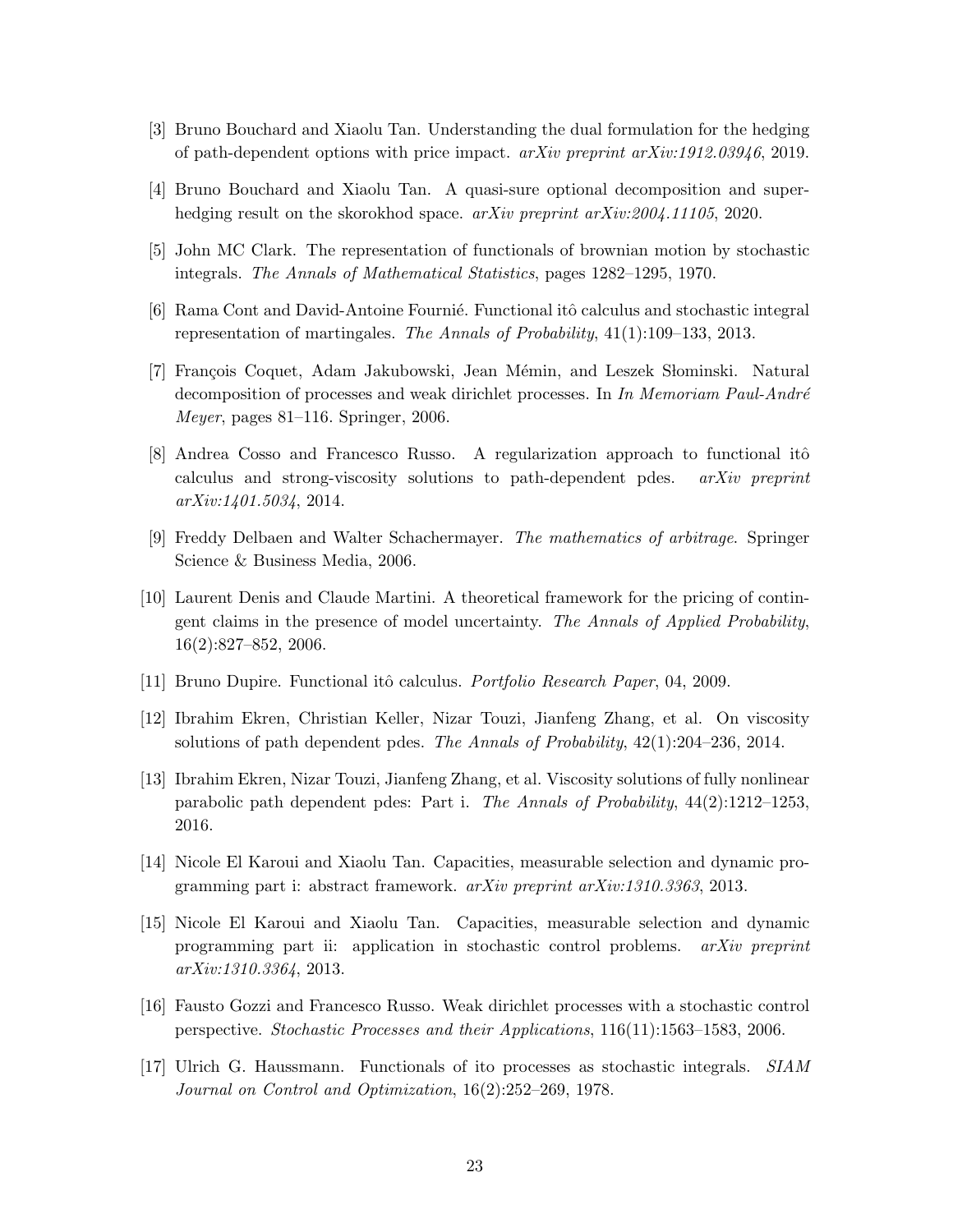[3] Bruno Bouchard and Xiaolu Tan. Understanding the dual formulation for the hedging of path-dependent options with price impact. *arXiv preprint arXiv:1912.03946*, 2019.

[4] Bruno Bouchard and Xiaolu Tan. A quasi-sure optional decomposition and super-hedging result on the skorokhod space. *arXiv preprint arXiv:2004.11105*, 2020.

[5] John MC Clark. The representation of functionals of brownian motion by stochastic integrals. *The Annals of Mathematical Statistics*, pages 1282–1295, 1970.

[6] Rama Cont and David-Antoine Fournié. Functional itô calculus and stochastic integral representation of martingales. *The Annals of Probability*, 41(1):109–133, 2013.

[7] François Coquet, Adam Jakubowski, Jean Mémin, and Leszek Słominski. Natural decomposition of processes and weak dirichlet processes. In *In Memoriam Paul-André Meyer*, pages 81–116. Springer, 2006.

[8] Andrea Cosso and Francesco Russo. A regularization approach to functional itô calculus and strong-viscosity solutions to path-dependent pdes. *arXiv preprint arXiv:1401.5034*, 2014.

[9] Freddy Delbaen and Walter Schachermayer. *The mathematics of arbitrage*. Springer Science & Business Media, 2006.

[10] Laurent Denis and Claude Martini. A theoretical framework for the pricing of contingent claims in the presence of model uncertainty. *The Annals of Applied Probability*, 16(2):827–852, 2006.

[11] Bruno Dupire. Functional itô calculus. *Portfolio Research Paper*, 04, 2009.

[12] Ibrahim Ekren, Christian Keller, Nizar Touzi, Jianfeng Zhang, et al. On viscosity solutions of path dependent pdes. *The Annals of Probability*, 42(1):204–236, 2014.

[13] Ibrahim Ekren, Nizar Touzi, Jianfeng Zhang, et al. Viscosity solutions of fully nonlinear parabolic path dependent pdes: Part i. *The Annals of Probability*, 44(2):1212–1253, 2016.

[14] Nicole El Karoui and Xiaolu Tan. Capacities, measurable selection and dynamic programming part i: abstract framework. *arXiv preprint arXiv:1310.3363*, 2013.

[15] Nicole El Karoui and Xiaolu Tan. Capacities, measurable selection and dynamic programming part ii: application in stochastic control problems. *arXiv preprint arXiv:1310.3364*, 2013.

[16] Fausto Gozzi and Francesco Russo. Weak dirichlet processes with a stochastic control perspective. *Stochastic Processes and their Applications*, 116(11):1563–1583, 2006.

[17] Ulrich G. Haussmann. Functionals of ito processes as stochastic integrals. *SIAM Journal on Control and Optimization*, 16(2):252–269, 1978.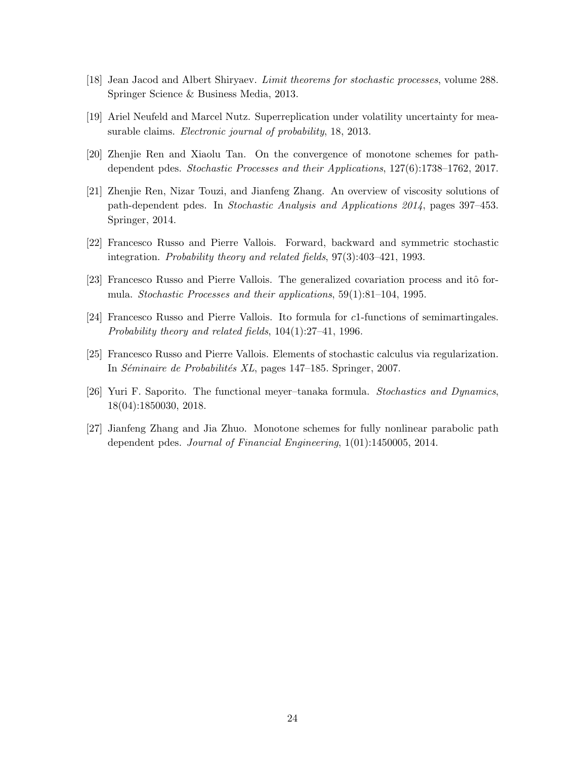[18] Jean Jacod and Albert Shiryaev. *Limit theorems for stochastic processes*, volume 288. Springer Science & Business Media, 2013.

[19] Ariel Neufeld and Marcel Nutz. Superreplication under volatility uncertainty for measurable claims. *Electronic journal of probability*, 18, 2013.

[20] Zhenjie Ren and Xiaolu Tan. On the convergence of monotone schemes for path-dependent pdes. *Stochastic Processes and their Applications*, 127(6):1738–1762, 2017.

[21] Zhenjie Ren, Nizar Touzi, and Jianfeng Zhang. An overview of viscosity solutions of path-dependent pdes. In *Stochastic Analysis and Applications 2014*, pages 397–453. Springer, 2014.

[22] Francesco Russo and Pierre Vallois. Forward, backward and symmetric stochastic integration. *Probability theory and related fields*, 97(3):403–421, 1993.

[23] Francesco Russo and Pierre Vallois. The generalized covariation process and itô formula. *Stochastic Processes and their applications*, 59(1):81–104, 1995.

[24] Francesco Russo and Pierre Vallois. Ito formula for $c1$-functions of semimartingales. *Probability theory and related fields*, 104(1):27–41, 1996.

[25] Francesco Russo and Pierre Vallois. Elements of stochastic calculus via regularization. In *Séminaire de Probabilités XL*, pages 147–185. Springer, 2007.

[26] Yuri F. Saporito. The functional meyer–tanaka formula. *Stochastics and Dynamics*, 18(04):1850030, 2018.

[27] Jianfeng Zhang and Jia Zhuo. Monotone schemes for fully nonlinear parabolic path dependent pdes. *Journal of Financial Engineering*, 1(01):1450005, 2014.